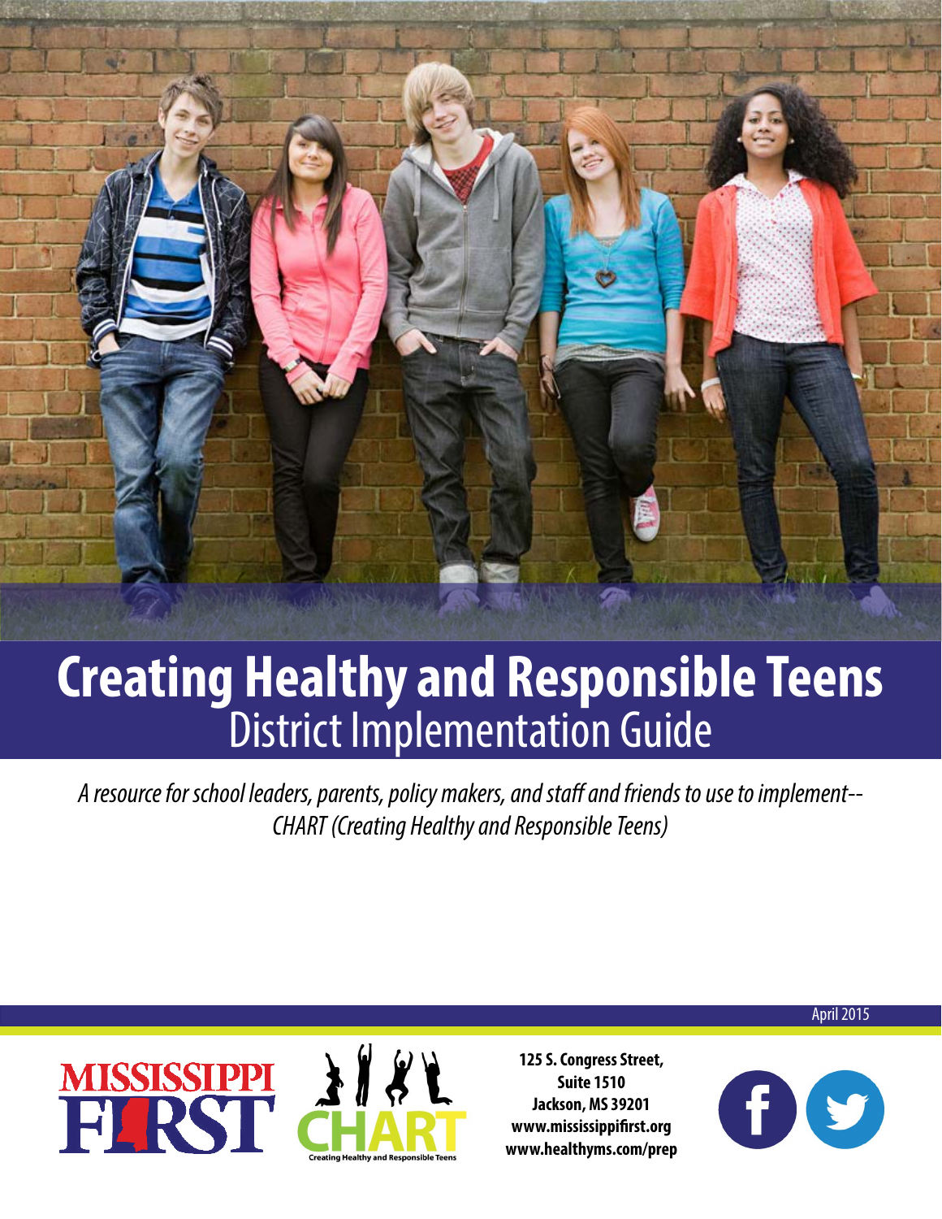# Creating Healthy and Responsible Teens

## District Implementation Guide

*A resource for school leaders, parents, policy makers, and staff and friends to use to implement-- CHART (Creating Healthy and Responsible Teens)*

April 2015

MISSISSIPPI FIRST

CHART
Creating Healthy and Responsible Teens

**125 S. Congress Street,**
**Suite 1510**
**Jackson, MS 39201**
**www.mississippifirst.org**
**www.healthyms.com/prep**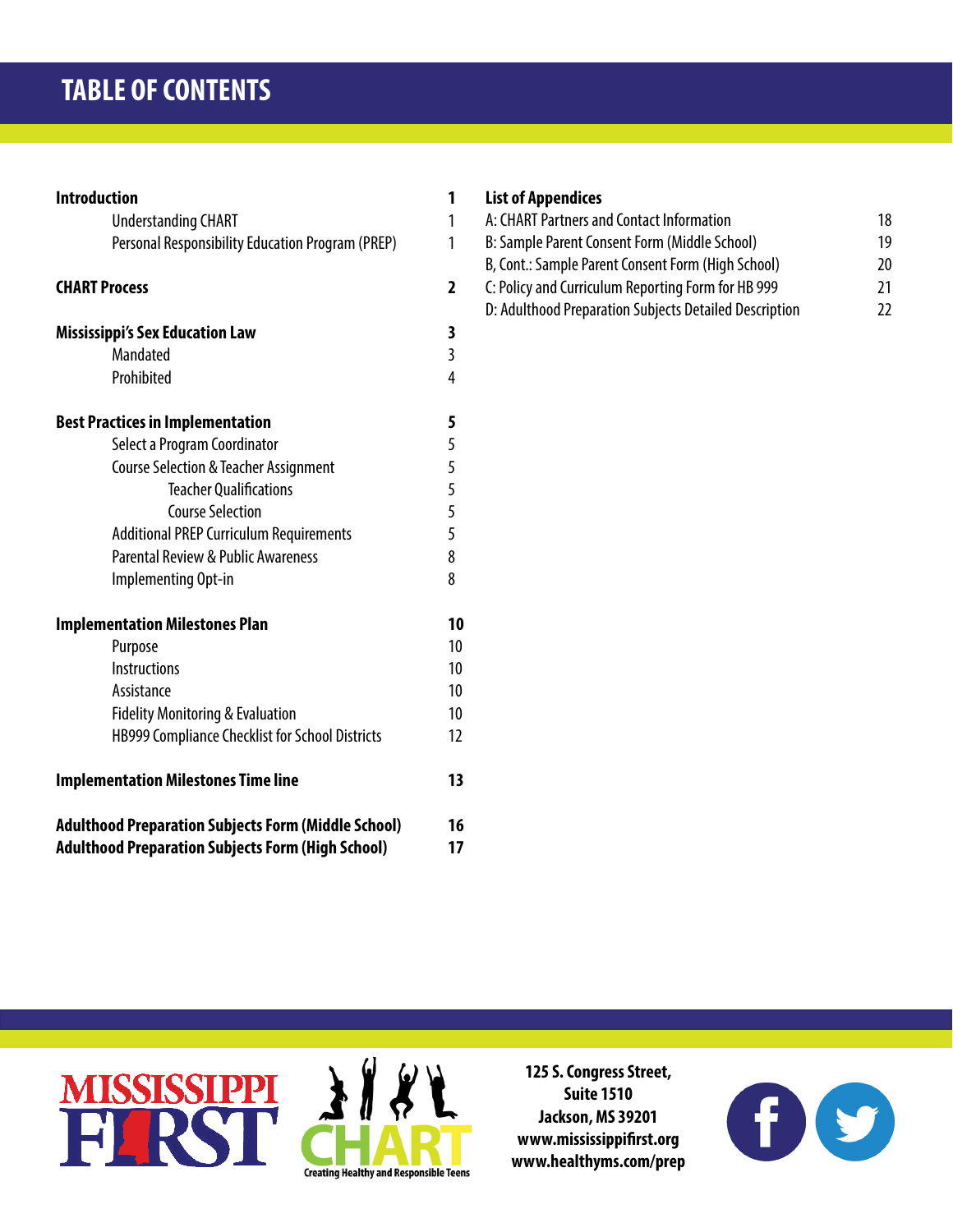# TABLE OF CONTENTS

| | |
|---|---|
| **Introduction** | **1** |
| Understanding CHART | 1 |
| Personal Responsibility Education Program (PREP) | 1 |
| **CHART Process** | **2** |
| **Mississippi's Sex Education Law** | **3** |
| Mandated | 3 |
| Prohibited | 4 |
| **Best Practices in Implementation** | **5** |
| Select a Program Coordinator | 5 |
| Course Selection & Teacher Assignment | 5 |
| Teacher Qualifications | 5 |
| Course Selection | 5 |
| Additional PREP Curriculum Requirements | 5 |
| Parental Review & Public Awareness | 8 |
| Implementing Opt-in | 8 |
| **Implementation Milestones Plan** | **10** |
| Purpose | 10 |
| Instructions | 10 |
| Assistance | 10 |
| Fidelity Monitoring & Evaluation | 10 |
| HB999 Compliance Checklist for School Districts | 12 |
| **Implementation Milestones Time line** | **13** |
| **Adulthood Preparation Subjects Form (Middle School)** | **16** |
| **Adulthood Preparation Subjects Form (High School)** | **17** |

| | |
|---|---|
| **List of Appendices** | |
| A: CHART Partners and Contact Information | 18 |
| B: Sample Parent Consent Form (Middle School) | 19 |
| B, Cont.: Sample Parent Consent Form (High School) | 20 |
| C: Policy and Curriculum Reporting Form for HB 999 | 21 |
| D: Adulthood Preparation Subjects Detailed Description | 22 |

MISSISSIPPI FIRST

CHART — Creating Healthy and Responsible Teens

**125 S. Congress Street,**
**Suite 1510**
**Jackson, MS 39201**
**www.mississippifirst.org**
**www.healthyms.com/prep**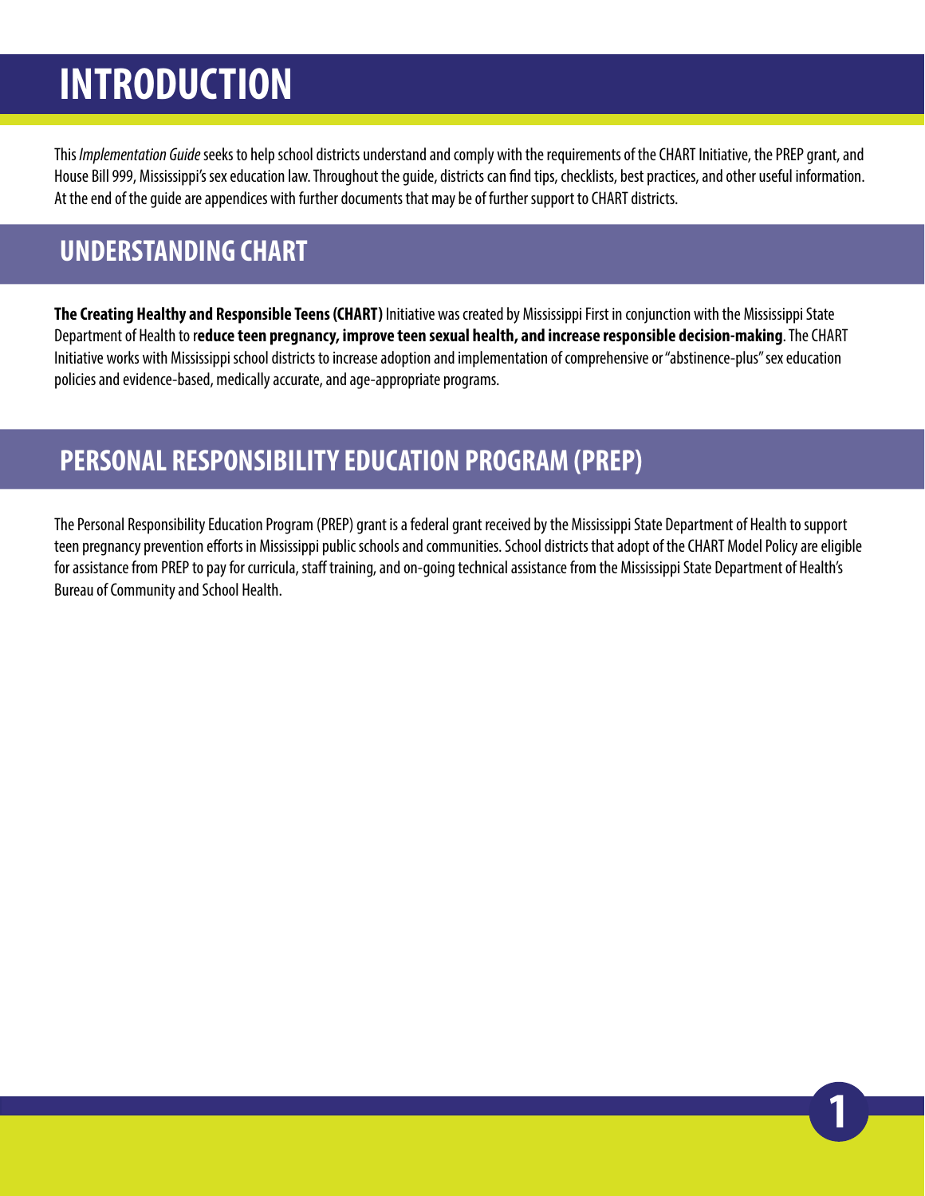# INTRODUCTION

This *Implementation Guide* seeks to help school districts understand and comply with the requirements of the CHART Initiative, the PREP grant, and House Bill 999, Mississippi's sex education law. Throughout the guide, districts can find tips, checklists, best practices, and other useful information. At the end of the guide are appendices with further documents that may be of further support to CHART districts.

## UNDERSTANDING CHART

**The Creating Healthy and Responsible Teens (CHART)** Initiative was created by Mississippi First in conjunction with the Mississippi State Department of Health to r**educe teen pregnancy, improve teen sexual health, and increase responsible decision-making**. The CHART Initiative works with Mississippi school districts to increase adoption and implementation of comprehensive or "abstinence-plus" sex education policies and evidence-based, medically accurate, and age-appropriate programs.

## PERSONAL RESPONSIBILITY EDUCATION PROGRAM (PREP)

The Personal Responsibility Education Program (PREP) grant is a federal grant received by the Mississippi State Department of Health to support teen pregnancy prevention efforts in Mississippi public schools and communities. School districts that adopt of the CHART Model Policy are eligible for assistance from PREP to pay for curricula, staff training, and on-going technical assistance from the Mississippi State Department of Health's Bureau of Community and School Health.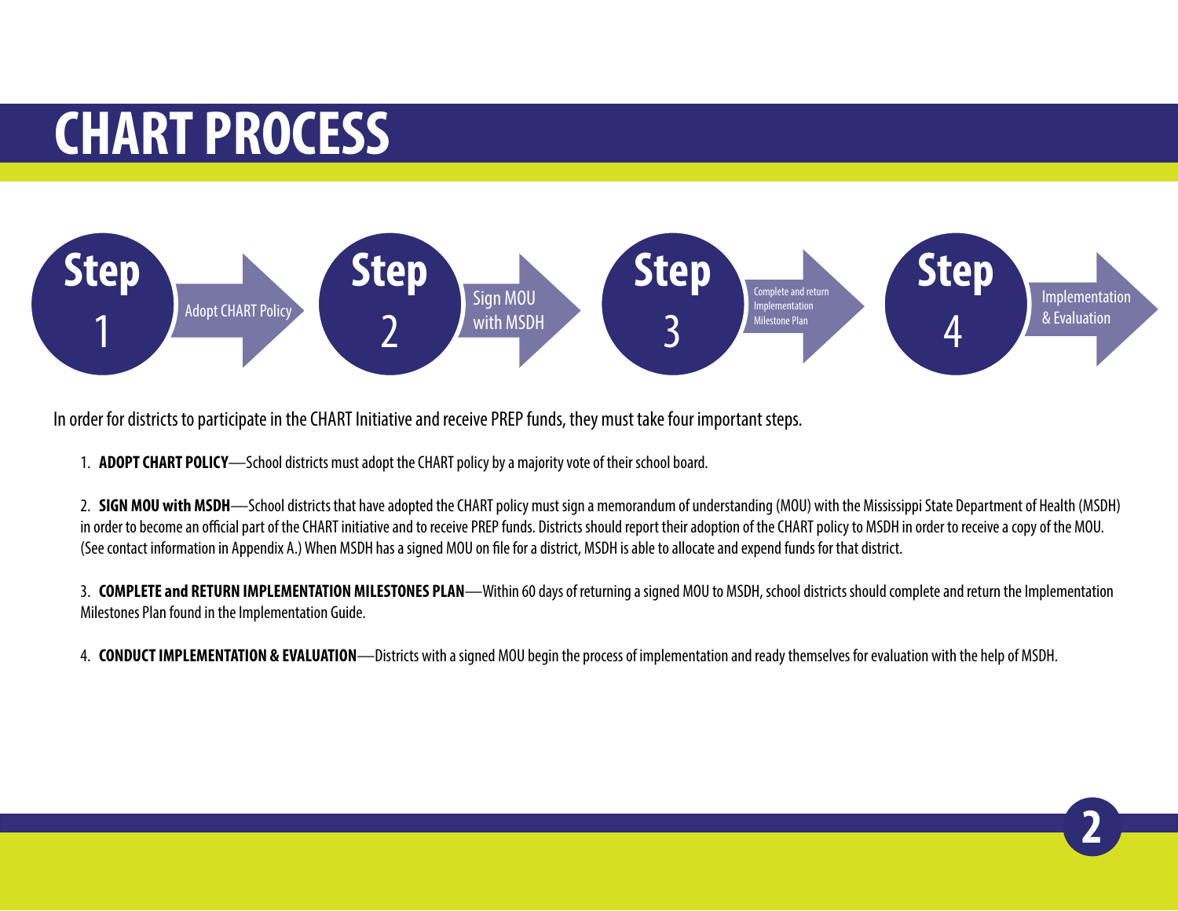# CHART PROCESS

**Step 1** — Adopt CHART Policy → **Step 2** — Sign MOU with MSDH → **Step 3** — Complete and return Implementation Milestone Plan → **Step 4** — Implementation & Evaluation

In order for districts to participate in the CHART Initiative and receive PREP funds, they must take four important steps.

1. **ADOPT CHART POLICY**—School districts must adopt the CHART policy by a majority vote of their school board.

2. **SIGN MOU with MSDH**—School districts that have adopted the CHART policy must sign a memorandum of understanding (MOU) with the Mississippi State Department of Health (MSDH) in order to become an official part of the CHART initiative and to receive PREP funds. Districts should report their adoption of the CHART policy to MSDH in order to receive a copy of the MOU. (See contact information in Appendix A.) When MSDH has a signed MOU on file for a district, MSDH is able to allocate and expend funds for that district.

3. **COMPLETE and RETURN IMPLEMENTATION MILESTONES PLAN**—Within 60 days of returning a signed MOU to MSDH, school districts should complete and return the Implementation Milestones Plan found in the Implementation Guide.

4. **CONDUCT IMPLEMENTATION & EVALUATION**—Districts with a signed MOU begin the process of implementation and ready themselves for evaluation with the help of MSDH.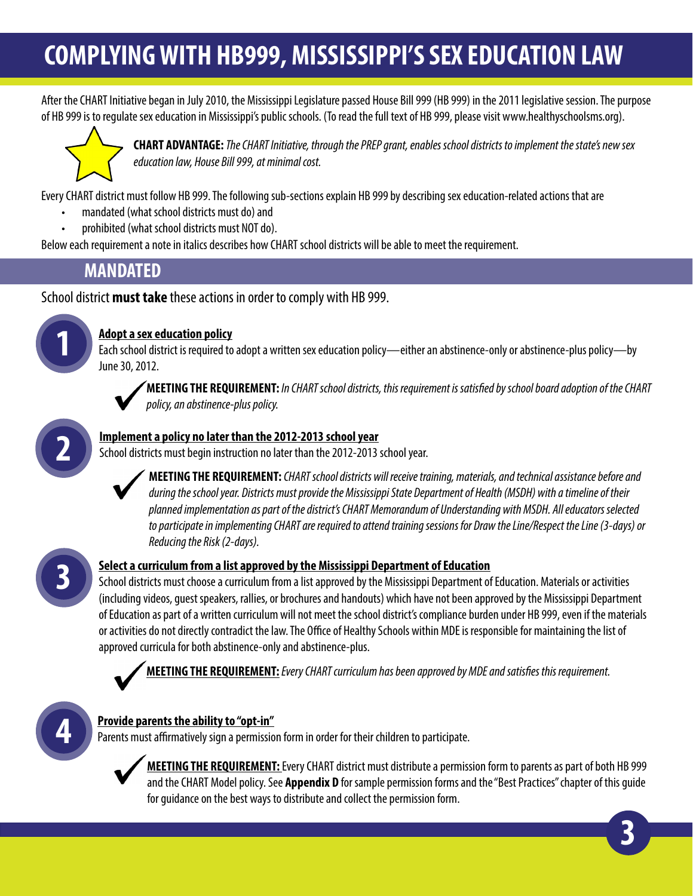# COMPLYING WITH HB999, MISSISSIPPI'S SEX EDUCATION LAW

After the CHART Initiative began in July 2010, the Mississippi Legislature passed House Bill 999 (HB 999) in the 2011 legislative session. The purpose of HB 999 is to regulate sex education in Mississippi's public schools. (To read the full text of HB 999, please visit www.healthyschoolsms.org).

**CHART ADVANTAGE:** *The CHART Initiative, through the PREP grant, enables school districts to implement the state's new sex education law, House Bill 999, at minimal cost.*

Every CHART district must follow HB 999. The following sub-sections explain HB 999 by describing sex education-related actions that are

- mandated (what school districts must do) and
- prohibited (what school districts must NOT do).

Below each requirement a note in italics describes how CHART school districts will be able to meet the requirement.

## MANDATED

School district **must take** these actions in order to comply with HB 999.

### 1. Adopt a sex education policy

Each school district is required to adopt a written sex education policy—either an abstinence-only or abstinence-plus policy—by June 30, 2012.

**MEETING THE REQUIREMENT:** *In CHART school districts, this requirement is satisfied by school board adoption of the CHART policy, an abstinence-plus policy.*

### 2. Implement a policy no later than the 2012-2013 school year

School districts must begin instruction no later than the 2012-2013 school year.

**MEETING THE REQUIREMENT:** *CHART school districts will receive training, materials, and technical assistance before and during the school year. Districts must provide the Mississippi State Department of Health (MSDH) with a timeline of their planned implementation as part of the district's CHART Memorandum of Understanding with MSDH. All educators selected to participate in implementing CHART are required to attend training sessions for Draw the Line/Respect the Line (3-days) or Reducing the Risk (2-days).*

### 3. Select a curriculum from a list approved by the Mississippi Department of Education

School districts must choose a curriculum from a list approved by the Mississippi Department of Education. Materials or activities (including videos, guest speakers, rallies, or brochures and handouts) which have not been approved by the Mississippi Department of Education as part of a written curriculum will not meet the school district's compliance burden under HB 999, even if the materials or activities do not directly contradict the law. The Office of Healthy Schools within MDE is responsible for maintaining the list of approved curricula for both abstinence-only and abstinence-plus.

**MEETING THE REQUIREMENT:** *Every CHART curriculum has been approved by MDE and satisfies this requirement.*

### 4. Provide parents the ability to "opt-in"

Parents must affirmatively sign a permission form in order for their children to participate.

**MEETING THE REQUIREMENT:** Every CHART district must distribute a permission form to parents as part of both HB 999 and the CHART Model policy. See **Appendix D** for sample permission forms and the "Best Practices" chapter of this guide for guidance on the best ways to distribute and collect the permission form.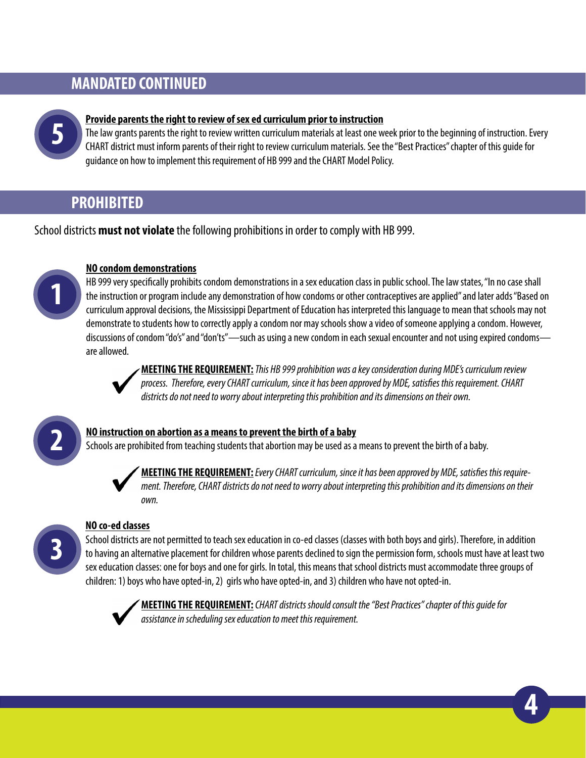## MANDATED CONTINUED

**5**

**Provide parents the right to review of sex ed curriculum prior to instruction**

The law grants parents the right to review written curriculum materials at least one week prior to the beginning of instruction. Every CHART district must inform parents of their right to review curriculum materials. See the "Best Practices" chapter of this guide for guidance on how to implement this requirement of HB 999 and the CHART Model Policy.

## PROHIBITED

School districts **must not violate** the following prohibitions in order to comply with HB 999.

**1**

**NO condom demonstrations**

HB 999 very specifically prohibits condom demonstrations in a sex education class in public school. The law states, "In no case shall the instruction or program include any demonstration of how condoms or other contraceptives are applied" and later adds "Based on curriculum approval decisions, the Mississippi Department of Education has interpreted this language to mean that schools may not demonstrate to students how to correctly apply a condom nor may schools show a video of someone applying a condom. However, discussions of condom "do's" and "don'ts"—such as using a new condom in each sexual encounter and not using expired condoms—are allowed.

✔ **MEETING THE REQUIREMENT:** *This HB 999 prohibition was a key consideration during MDE's curriculum review process. Therefore, every CHART curriculum, since it has been approved by MDE, satisfies this requirement. CHART districts do not need to worry about interpreting this prohibition and its dimensions on their own.*

**2**

**NO instruction on abortion as a means to prevent the birth of a baby**

Schools are prohibited from teaching students that abortion may be used as a means to prevent the birth of a baby.

✔ **MEETING THE REQUIREMENT:** *Every CHART curriculum, since it has been approved by MDE, satisfies this requirement. Therefore, CHART districts do not need to worry about interpreting this prohibition and its dimensions on their own.*

**3**

**NO co-ed classes**

School districts are not permitted to teach sex education in co-ed classes (classes with both boys and girls). Therefore, in addition to having an alternative placement for children whose parents declined to sign the permission form, schools must have at least two sex education classes: one for boys and one for girls. In total, this means that school districts must accommodate three groups of children: 1) boys who have opted-in, 2) girls who have opted-in, and 3) children who have not opted-in.

✔ **MEETING THE REQUIREMENT:** *CHART districts should consult the "Best Practices" chapter of this guide for assistance in scheduling sex education to meet this requirement.*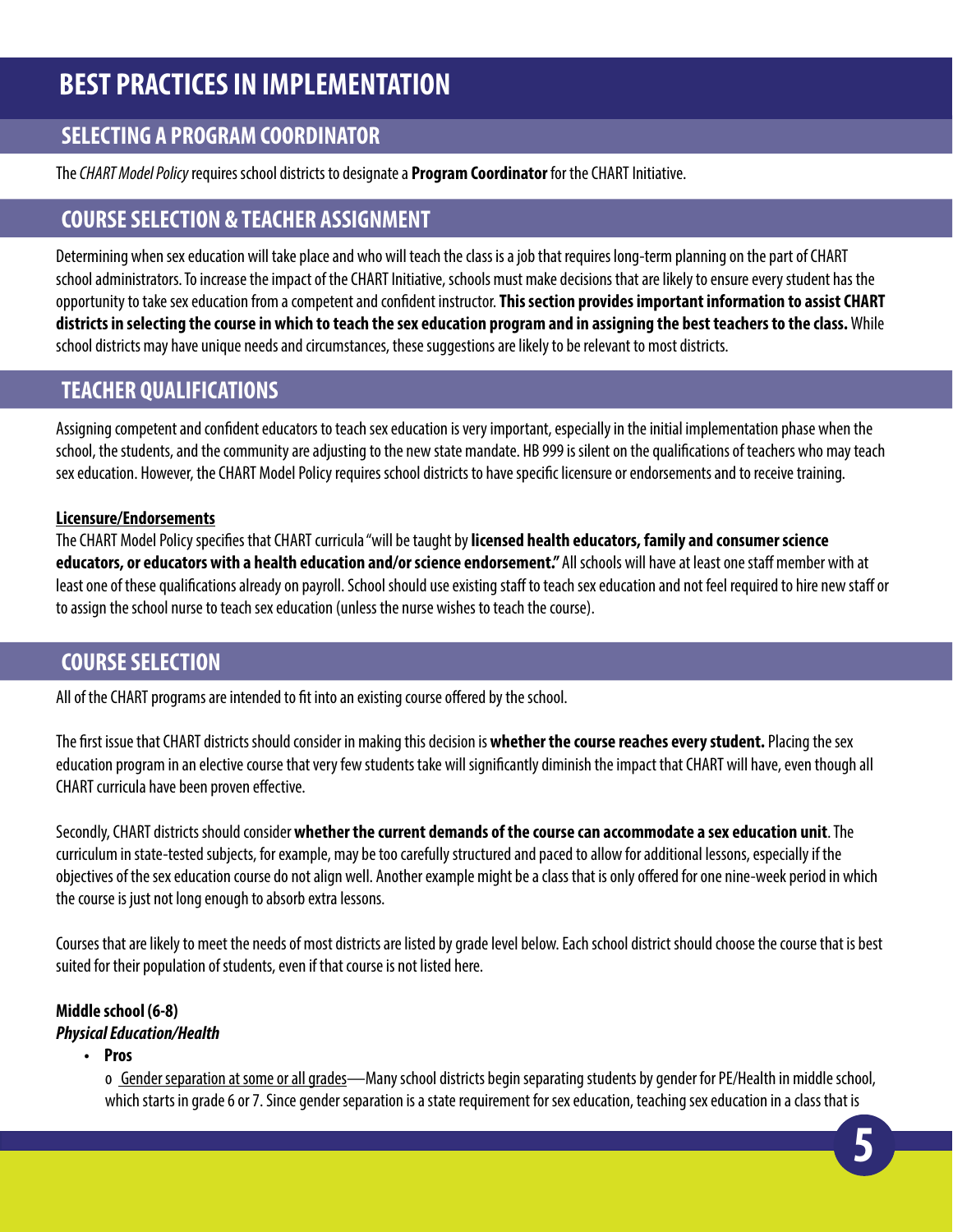# BEST PRACTICES IN IMPLEMENTATION

## SELECTING A PROGRAM COORDINATOR

The *CHART Model Policy* requires school districts to designate a **Program Coordinator** for the CHART Initiative.

## COURSE SELECTION & TEACHER ASSIGNMENT

Determining when sex education will take place and who will teach the class is a job that requires long-term planning on the part of CHART school administrators. To increase the impact of the CHART Initiative, schools must make decisions that are likely to ensure every student has the opportunity to take sex education from a competent and confident instructor. **This section provides important information to assist CHART districts in selecting the course in which to teach the sex education program and in assigning the best teachers to the class.** While school districts may have unique needs and circumstances, these suggestions are likely to be relevant to most districts.

## TEACHER QUALIFICATIONS

Assigning competent and confident educators to teach sex education is very important, especially in the initial implementation phase when the school, the students, and the community are adjusting to the new state mandate. HB 999 is silent on the qualifications of teachers who may teach sex education. However, the CHART Model Policy requires school districts to have specific licensure or endorsements and to receive training.

**Licensure/Endorsements**

The CHART Model Policy specifies that CHART curricula "will be taught by **licensed health educators, family and consumer science educators, or educators with a health education and/or science endorsement."** All schools will have at least one staff member with at least one of these qualifications already on payroll. School should use existing staff to teach sex education and not feel required to hire new staff or to assign the school nurse to teach sex education (unless the nurse wishes to teach the course).

## COURSE SELECTION

All of the CHART programs are intended to fit into an existing course offered by the school.

The first issue that CHART districts should consider in making this decision is **whether the course reaches every student.** Placing the sex education program in an elective course that very few students take will significantly diminish the impact that CHART will have, even though all CHART curricula have been proven effective.

Secondly, CHART districts should consider **whether the current demands of the course can accommodate a sex education unit**. The curriculum in state-tested subjects, for example, may be too carefully structured and paced to allow for additional lessons, especially if the objectives of the sex education course do not align well. Another example might be a class that is only offered for one nine-week period in which the course is just not long enough to absorb extra lessons.

Courses that are likely to meet the needs of most districts are listed by grade level below. Each school district should choose the course that is best suited for their population of students, even if that course is not listed here.

**Middle school (6-8)**

***Physical Education/Health***

- **Pros**
  - Gender separation at some or all grades—Many school districts begin separating students by gender for PE/Health in middle school, which starts in grade 6 or 7. Since gender separation is a state requirement for sex education, teaching sex education in a class that is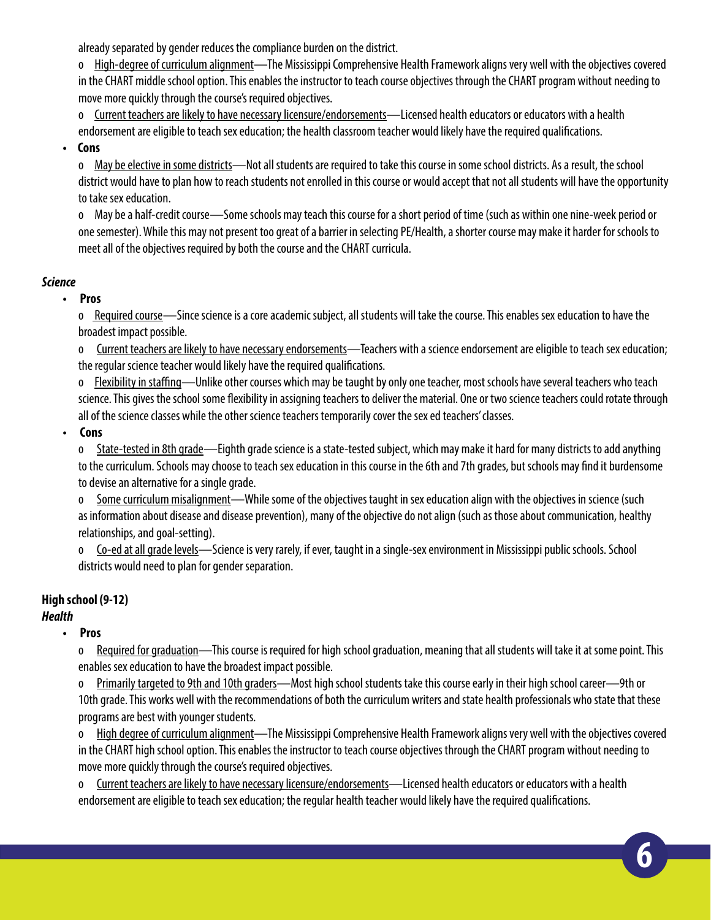already separated by gender reduces the compliance burden on the district.

- High-degree of curriculum alignment—The Mississippi Comprehensive Health Framework aligns very well with the objectives covered in the CHART middle school option. This enables the instructor to teach course objectives through the CHART program without needing to move more quickly through the course's required objectives.
- Current teachers are likely to have necessary licensure/endorsements—Licensed health educators or educators with a health endorsement are eligible to teach sex education; the health classroom teacher would likely have the required qualifications.

- **Cons**
  - May be elective in some districts—Not all students are required to take this course in some school districts. As a result, the school district would have to plan how to reach students not enrolled in this course or would accept that not all students will have the opportunity to take sex education.
  - May be a half-credit course—Some schools may teach this course for a short period of time (such as within one nine-week period or one semester). While this may not present too great of a barrier in selecting PE/Health, a shorter course may make it harder for schools to meet all of the objectives required by both the course and the CHART curricula.

***Science***

- **Pros**
  - Required course—Since science is a core academic subject, all students will take the course. This enables sex education to have the broadest impact possible.
  - Current teachers are likely to have necessary endorsements—Teachers with a science endorsement are eligible to teach sex education; the regular science teacher would likely have the required qualifications.
  - Flexibility in staffing—Unlike other courses which may be taught by only one teacher, most schools have several teachers who teach science. This gives the school some flexibility in assigning teachers to deliver the material. One or two science teachers could rotate through all of the science classes while the other science teachers temporarily cover the sex ed teachers' classes.
- **Cons**
  - State-tested in 8th grade—Eighth grade science is a state-tested subject, which may make it hard for many districts to add anything to the curriculum. Schools may choose to teach sex education in this course in the 6th and 7th grades, but schools may find it burdensome to devise an alternative for a single grade.
  - Some curriculum misalignment—While some of the objectives taught in sex education align with the objectives in science (such as information about disease and disease prevention), many of the objective do not align (such as those about communication, healthy relationships, and goal-setting).
  - Co-ed at all grade levels—Science is very rarely, if ever, taught in a single-sex environment in Mississippi public schools. School districts would need to plan for gender separation.

**High school (9-12)**

***Health***

- **Pros**
  - Required for graduation—This course is required for high school graduation, meaning that all students will take it at some point. This enables sex education to have the broadest impact possible.
  - Primarily targeted to 9th and 10th graders—Most high school students take this course early in their high school career—9th or 10th grade. This works well with the recommendations of both the curriculum writers and state health professionals who state that these programs are best with younger students.
  - High degree of curriculum alignment—The Mississippi Comprehensive Health Framework aligns very well with the objectives covered in the CHART high school option. This enables the instructor to teach course objectives through the CHART program without needing to move more quickly through the course's required objectives.
  - Current teachers are likely to have necessary licensure/endorsements—Licensed health educators or educators with a health endorsement are eligible to teach sex education; the regular health teacher would likely have the required qualifications.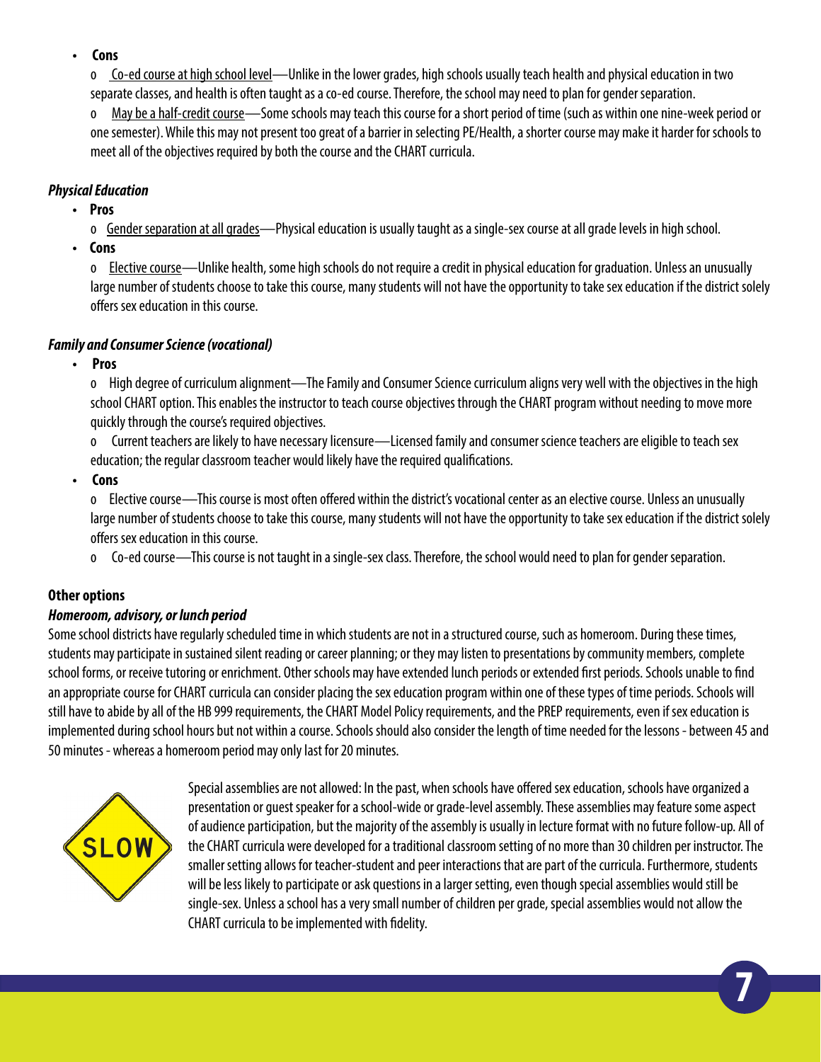- **Cons**
  - Co-ed course at high school level—Unlike in the lower grades, high schools usually teach health and physical education in two separate classes, and health is often taught as a co-ed course. Therefore, the school may need to plan for gender separation.
  - May be a half-credit course—Some schools may teach this course for a short period of time (such as within one nine-week period or one semester). While this may not present too great of a barrier in selecting PE/Health, a shorter course may make it harder for schools to meet all of the objectives required by both the course and the CHART curricula.

***Physical Education***

- **Pros**
  - Gender separation at all grades—Physical education is usually taught as a single-sex course at all grade levels in high school.
- **Cons**
  - Elective course—Unlike health, some high schools do not require a credit in physical education for graduation. Unless an unusually large number of students choose to take this course, many students will not have the opportunity to take sex education if the district solely offers sex education in this course.

***Family and Consumer Science (vocational)***

- **Pros**
  - High degree of curriculum alignment—The Family and Consumer Science curriculum aligns very well with the objectives in the high school CHART option. This enables the instructor to teach course objectives through the CHART program without needing to move more quickly through the course's required objectives.
  - Current teachers are likely to have necessary licensure—Licensed family and consumer science teachers are eligible to teach sex education; the regular classroom teacher would likely have the required qualifications.
- **Cons**
  - Elective course—This course is most often offered within the district's vocational center as an elective course. Unless an unusually large number of students choose to take this course, many students will not have the opportunity to take sex education if the district solely offers sex education in this course.
  - Co-ed course—This course is not taught in a single-sex class. Therefore, the school would need to plan for gender separation.

**Other options**

***Homeroom, advisory, or lunch period***

Some school districts have regularly scheduled time in which students are not in a structured course, such as homeroom. During these times, students may participate in sustained silent reading or career planning; or they may listen to presentations by community members, complete school forms, or receive tutoring or enrichment. Other schools may have extended lunch periods or extended first periods. Schools unable to find an appropriate course for CHART curricula can consider placing the sex education program within one of these types of time periods. Schools will still have to abide by all of the HB 999 requirements, the CHART Model Policy requirements, and the PREP requirements, even if sex education is implemented during school hours but not within a course. Schools should also consider the length of time needed for the lessons - between 45 and 50 minutes - whereas a homeroom period may only last for 20 minutes.

SLOW

Special assemblies are not allowed: In the past, when schools have offered sex education, schools have organized a presentation or guest speaker for a school-wide or grade-level assembly. These assemblies may feature some aspect of audience participation, but the majority of the assembly is usually in lecture format with no future follow-up. All of the CHART curricula were developed for a traditional classroom setting of no more than 30 children per instructor. The smaller setting allows for teacher-student and peer interactions that are part of the curricula. Furthermore, students will be less likely to participate or ask questions in a larger setting, even though special assemblies would still be single-sex. Unless a school has a very small number of children per grade, special assemblies would not allow the CHART curricula to be implemented with fidelity.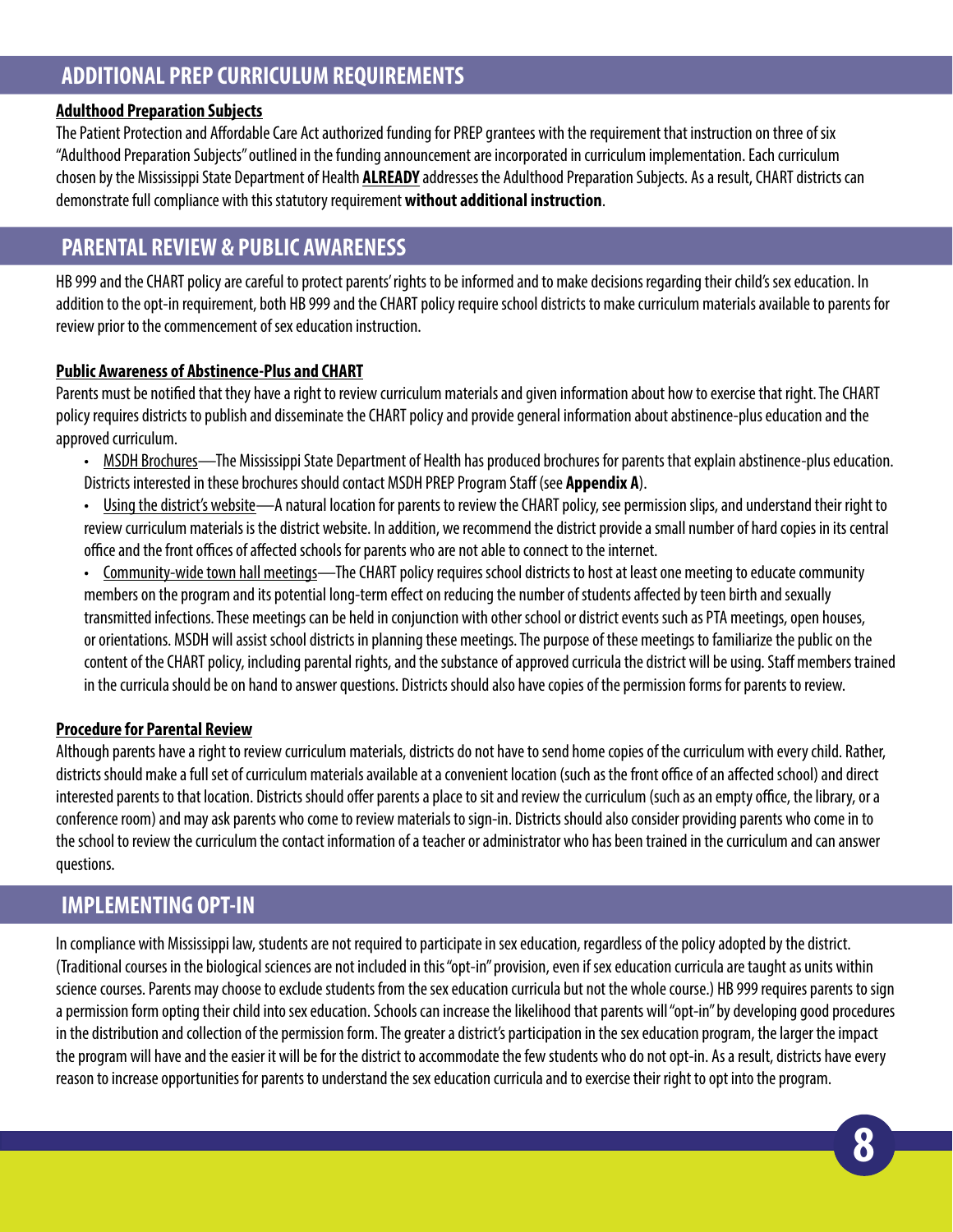## ADDITIONAL PREP CURRICULUM REQUIREMENTS

**Adulthood Preparation Subjects**

The Patient Protection and Affordable Care Act authorized funding for PREP grantees with the requirement that instruction on three of six "Adulthood Preparation Subjects" outlined in the funding announcement are incorporated in curriculum implementation. Each curriculum chosen by the Mississippi State Department of Health **ALREADY** addresses the Adulthood Preparation Subjects. As a result, CHART districts can demonstrate full compliance with this statutory requirement **without additional instruction**.

## PARENTAL REVIEW & PUBLIC AWARENESS

HB 999 and the CHART policy are careful to protect parents' rights to be informed and to make decisions regarding their child's sex education. In addition to the opt-in requirement, both HB 999 and the CHART policy require school districts to make curriculum materials available to parents for review prior to the commencement of sex education instruction.

**Public Awareness of Abstinence-Plus and CHART**

Parents must be notified that they have a right to review curriculum materials and given information about how to exercise that right. The CHART policy requires districts to publish and disseminate the CHART policy and provide general information about abstinence-plus education and the approved curriculum.

- MSDH Brochures—The Mississippi State Department of Health has produced brochures for parents that explain abstinence-plus education. Districts interested in these brochures should contact MSDH PREP Program Staff (see **Appendix A**).
- Using the district's website—A natural location for parents to review the CHART policy, see permission slips, and understand their right to review curriculum materials is the district website. In addition, we recommend the district provide a small number of hard copies in its central office and the front offices of affected schools for parents who are not able to connect to the internet.
- Community-wide town hall meetings—The CHART policy requires school districts to host at least one meeting to educate community members on the program and its potential long-term effect on reducing the number of students affected by teen birth and sexually transmitted infections. These meetings can be held in conjunction with other school or district events such as PTA meetings, open houses, or orientations. MSDH will assist school districts in planning these meetings. The purpose of these meetings to familiarize the public on the content of the CHART policy, including parental rights, and the substance of approved curricula the district will be using. Staff members trained in the curricula should be on hand to answer questions. Districts should also have copies of the permission forms for parents to review.

**Procedure for Parental Review**

Although parents have a right to review curriculum materials, districts do not have to send home copies of the curriculum with every child. Rather, districts should make a full set of curriculum materials available at a convenient location (such as the front office of an affected school) and direct interested parents to that location. Districts should offer parents a place to sit and review the curriculum (such as an empty office, the library, or a conference room) and may ask parents who come to review materials to sign-in. Districts should also consider providing parents who come in to the school to review the curriculum the contact information of a teacher or administrator who has been trained in the curriculum and can answer questions.

## IMPLEMENTING OPT-IN

In compliance with Mississippi law, students are not required to participate in sex education, regardless of the policy adopted by the district. (Traditional courses in the biological sciences are not included in this "opt-in" provision, even if sex education curricula are taught as units within science courses. Parents may choose to exclude students from the sex education curricula but not the whole course.) HB 999 requires parents to sign a permission form opting their child into sex education. Schools can increase the likelihood that parents will "opt-in" by developing good procedures in the distribution and collection of the permission form. The greater a district's participation in the sex education program, the larger the impact the program will have and the easier it will be for the district to accommodate the few students who do not opt-in. As a result, districts have every reason to increase opportunities for parents to understand the sex education curricula and to exercise their right to opt into the program.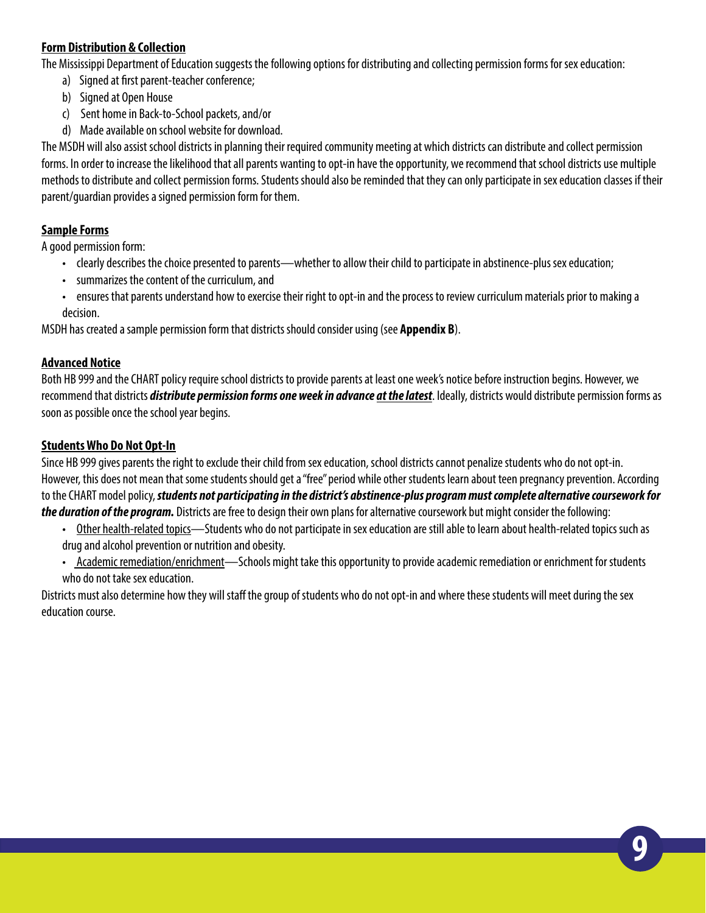### Form Distribution & Collection

The Mississippi Department of Education suggests the following options for distributing and collecting permission forms for sex education:

a) Signed at first parent-teacher conference;
b) Signed at Open House
c) Sent home in Back-to-School packets, and/or
d) Made available on school website for download.

The MSDH will also assist school districts in planning their required community meeting at which districts can distribute and collect permission forms. In order to increase the likelihood that all parents wanting to opt-in have the opportunity, we recommend that school districts use multiple methods to distribute and collect permission forms. Students should also be reminded that they can only participate in sex education classes if their parent/guardian provides a signed permission form for them.

### Sample Forms

A good permission form:

- clearly describes the choice presented to parents—whether to allow their child to participate in abstinence-plus sex education;
- summarizes the content of the curriculum, and
- ensures that parents understand how to exercise their right to opt-in and the process to review curriculum materials prior to making a decision.

MSDH has created a sample permission form that districts should consider using (see **Appendix B**).

### Advanced Notice

Both HB 999 and the CHART policy require school districts to provide parents at least one week's notice before instruction begins. However, we recommend that districts ***distribute permission forms one week in advance <u>at the latest</u>***. Ideally, districts would distribute permission forms as soon as possible once the school year begins.

### Students Who Do Not Opt-In

Since HB 999 gives parents the right to exclude their child from sex education, school districts cannot penalize students who do not opt-in. However, this does not mean that some students should get a "free" period while other students learn about teen pregnancy prevention. According to the CHART model policy, ***students not participating in the district's abstinence-plus program must complete alternative coursework for the duration of the program.*** Districts are free to design their own plans for alternative coursework but might consider the following:

- <u>Other health-related topics</u>—Students who do not participate in sex education are still able to learn about health-related topics such as drug and alcohol prevention or nutrition and obesity.
- <u>Academic remediation/enrichment</u>—Schools might take this opportunity to provide academic remediation or enrichment for students who do not take sex education.

Districts must also determine how they will staff the group of students who do not opt-in and where these students will meet during the sex education course.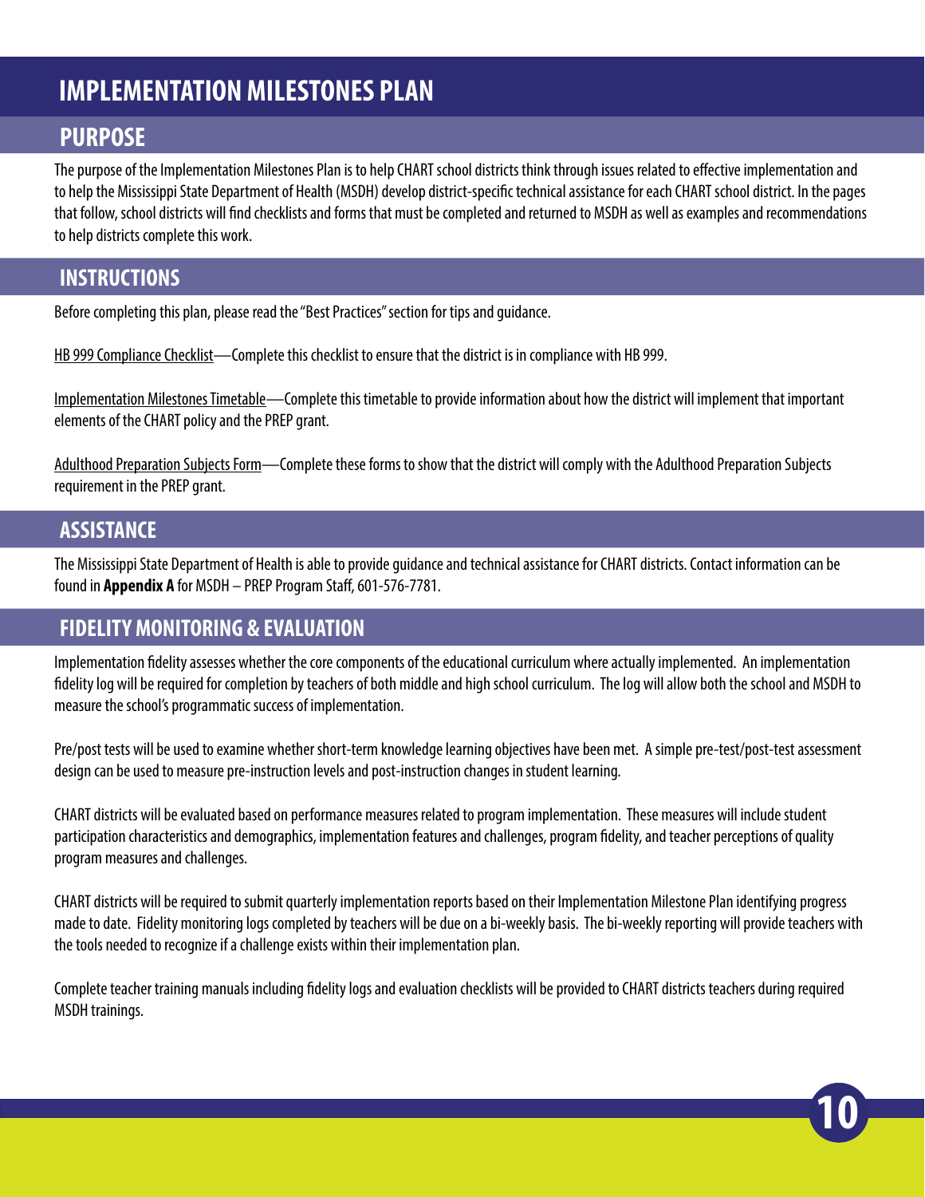# IMPLEMENTATION MILESTONES PLAN

## PURPOSE

The purpose of the Implementation Milestones Plan is to help CHART school districts think through issues related to effective implementation and to help the Mississippi State Department of Health (MSDH) develop district-specific technical assistance for each CHART school district. In the pages that follow, school districts will find checklists and forms that must be completed and returned to MSDH as well as examples and recommendations to help districts complete this work.

## INSTRUCTIONS

Before completing this plan, please read the "Best Practices" section for tips and guidance.

HB 999 Compliance Checklist—Complete this checklist to ensure that the district is in compliance with HB 999.

Implementation Milestones Timetable—Complete this timetable to provide information about how the district will implement that important elements of the CHART policy and the PREP grant.

Adulthood Preparation Subjects Form—Complete these forms to show that the district will comply with the Adulthood Preparation Subjects requirement in the PREP grant.

## ASSISTANCE

The Mississippi State Department of Health is able to provide guidance and technical assistance for CHART districts. Contact information can be found in **Appendix A** for MSDH – PREP Program Staff, 601-576-7781.

## FIDELITY MONITORING & EVALUATION

Implementation fidelity assesses whether the core components of the educational curriculum where actually implemented. An implementation fidelity log will be required for completion by teachers of both middle and high school curriculum. The log will allow both the school and MSDH to measure the school's programmatic success of implementation.

Pre/post tests will be used to examine whether short-term knowledge learning objectives have been met. A simple pre-test/post-test assessment design can be used to measure pre-instruction levels and post-instruction changes in student learning.

CHART districts will be evaluated based on performance measures related to program implementation. These measures will include student participation characteristics and demographics, implementation features and challenges, program fidelity, and teacher perceptions of quality program measures and challenges.

CHART districts will be required to submit quarterly implementation reports based on their Implementation Milestone Plan identifying progress made to date. Fidelity monitoring logs completed by teachers will be due on a bi-weekly basis. The bi-weekly reporting will provide teachers with the tools needed to recognize if a challenge exists within their implementation plan.

Complete teacher training manuals including fidelity logs and evaluation checklists will be provided to CHART districts teachers during required MSDH trainings.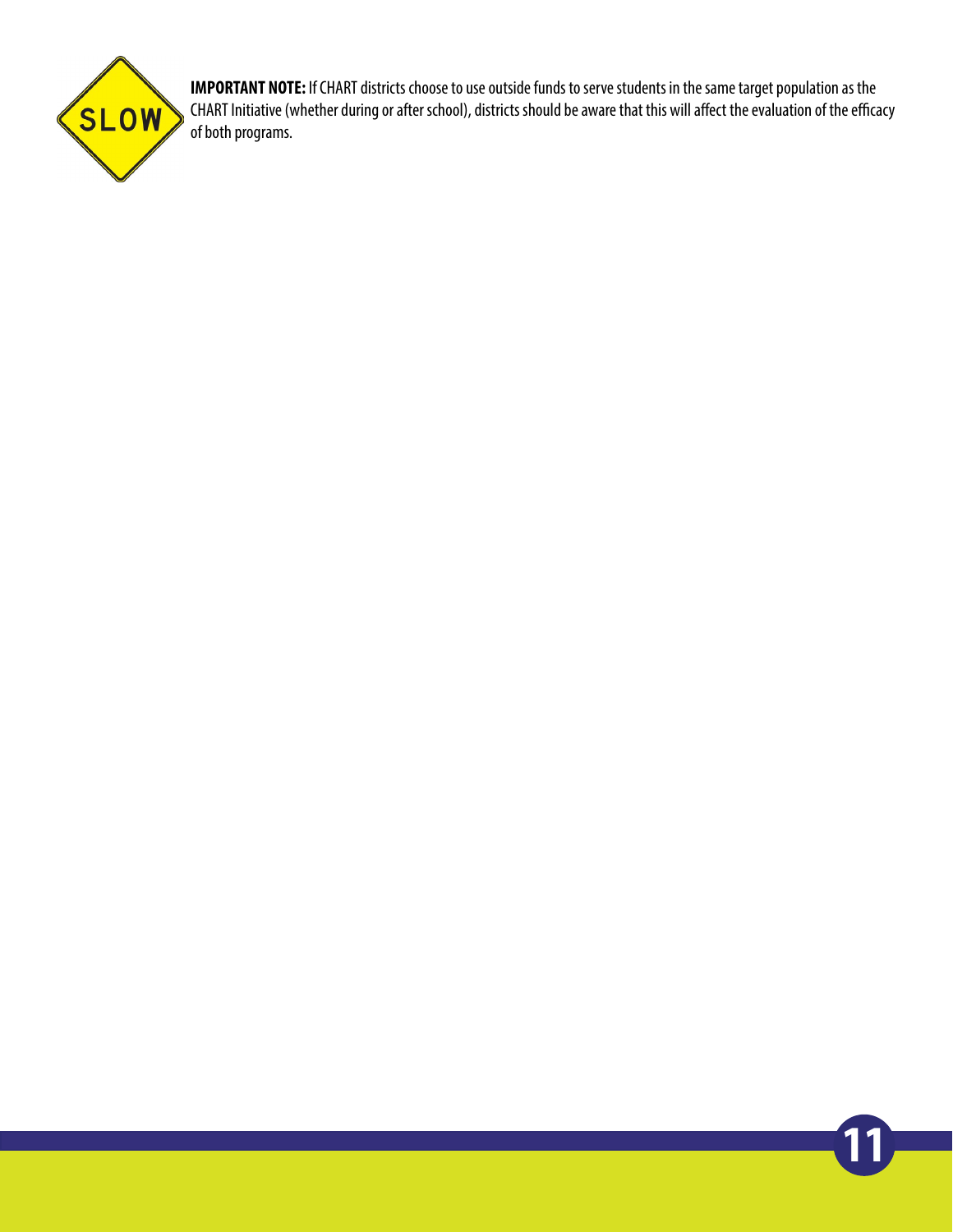**IMPORTANT NOTE:** If CHART districts choose to use outside funds to serve students in the same target population as the CHART Initiative (whether during or after school), districts should be aware that this will affect the evaluation of the efficacy of both programs.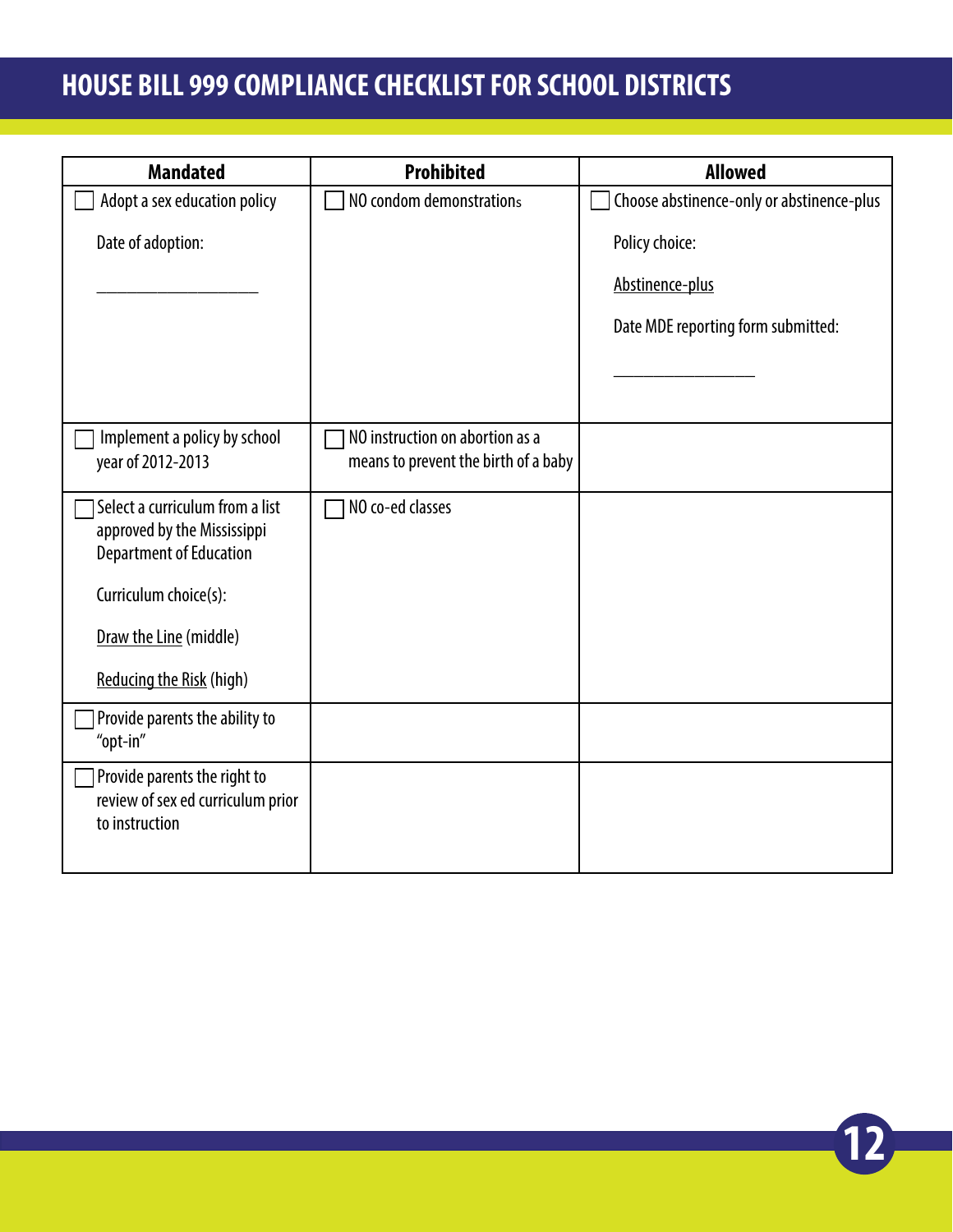# HOUSE BILL 999 COMPLIANCE CHECKLIST FOR SCHOOL DISTRICTS

| Mandated | Prohibited | Allowed |
|---|---|---|
| ☐ Adopt a sex education policy<br><br>Date of adoption:<br><br>___________________ | ☐ NO condom demonstrations | ☐ Choose abstinence-only or abstinence-plus<br><br>Policy choice:<br><br><u>Abstinence-plus</u><br><br>Date MDE reporting form submitted:<br><br>_________________ |
| ☐ Implement a policy by school year of 2012-2013 | ☐ NO instruction on abortion as a means to prevent the birth of a baby | |
| ☐ Select a curriculum from a list approved by the Mississippi Department of Education<br><br>Curriculum choice(s):<br><br><u>Draw the Line</u> (middle)<br><br><u>Reducing the Risk</u> (high) | ☐ NO co-ed classes | |
| ☐ Provide parents the ability to "opt-in" | | |
| ☐ Provide parents the right to review of sex ed curriculum prior to instruction | | |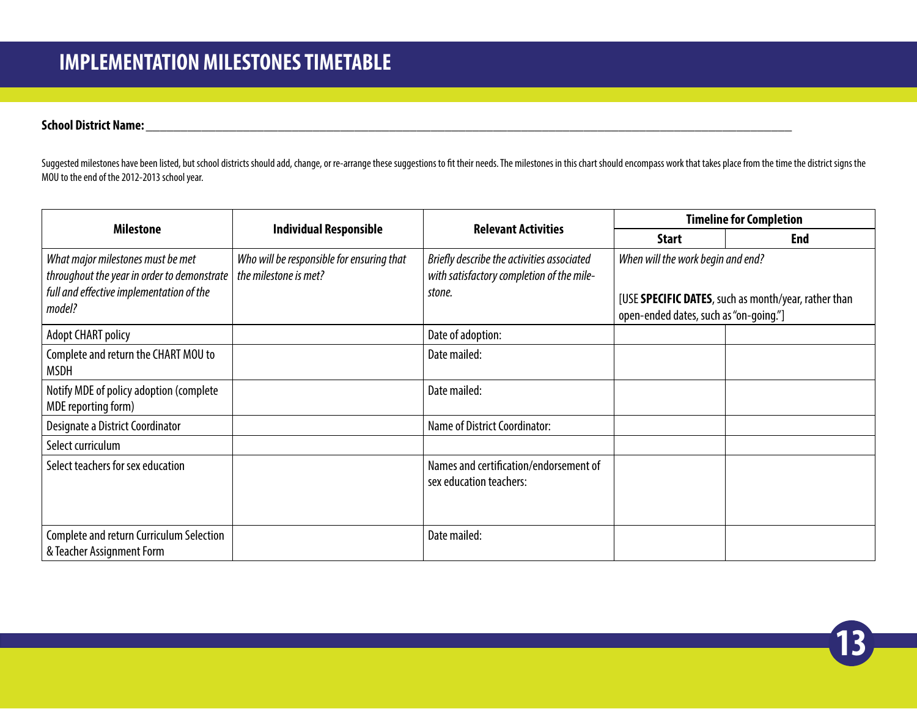# IMPLEMENTATION MILESTONES TIMETABLE

**School District Name:** ______________________________________________________________________________

Suggested milestones have been listed, but school districts should add, change, or re-arrange these suggestions to fit their needs. The milestones in this chart should encompass work that takes place from the time the district signs the MOU to the end of the 2012-2013 school year.

| Milestone | Individual Responsible | Relevant Activities | Timeline for Completion | |
|---|---|---|---|---|
| | | | **Start** | **End** |
| *What major milestones must be met throughout the year in order to demonstrate full and effective implementation of the model?* | *Who will be responsible for ensuring that the milestone is met?* | *Briefly describe the activities associated with satisfactory completion of the mile-stone.* | *When will the work begin and end?* [USE **SPECIFIC DATES**, such as month/year, rather than open-ended dates, such as "on-going."] | |
| Adopt CHART policy | | Date of adoption: | | |
| Complete and return the CHART MOU to MSDH | | Date mailed: | | |
| Notify MDE of policy adoption (complete MDE reporting form) | | Date mailed: | | |
| Designate a District Coordinator | | Name of District Coordinator: | | |
| Select curriculum | | | | |
| Select teachers for sex education | | Names and certification/endorsement of sex education teachers: | | |
| Complete and return Curriculum Selection & Teacher Assignment Form | | Date mailed: | | |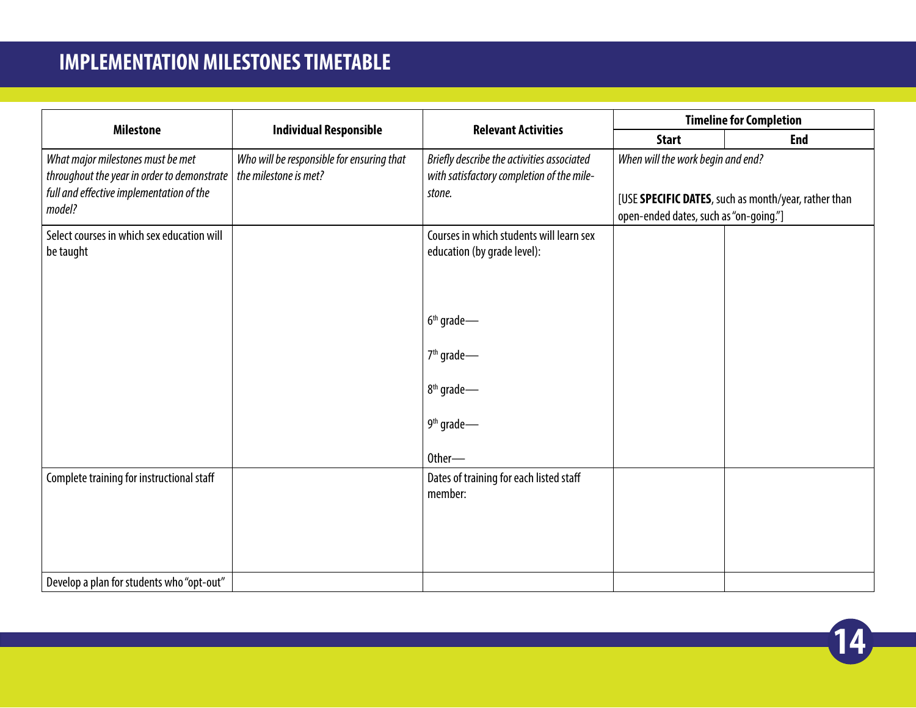# IMPLEMENTATION MILESTONES TIMETABLE

| Milestone | Individual Responsible | Relevant Activities | Timeline for Completion | |
|---|---|---|---|---|
| | | | Start | End |
| *What major milestones must be met throughout the year in order to demonstrate full and effective implementation of the model?* | *Who will be responsible for ensuring that the milestone is met?* | *Briefly describe the activities associated with satisfactory completion of the mile-stone.* | *When will the work begin and end?* [USE **SPECIFIC DATES**, such as month/year, rather than open-ended dates, such as "on-going."] | |
| Select courses in which sex education will be taught | | Courses in which students will learn sex education (by grade level): 6th grade— 7th grade— 8th grade— 9th grade— Other— | | |
| Complete training for instructional staff | | Dates of training for each listed staff member: | | |
| Develop a plan for students who "opt-out" | | | | |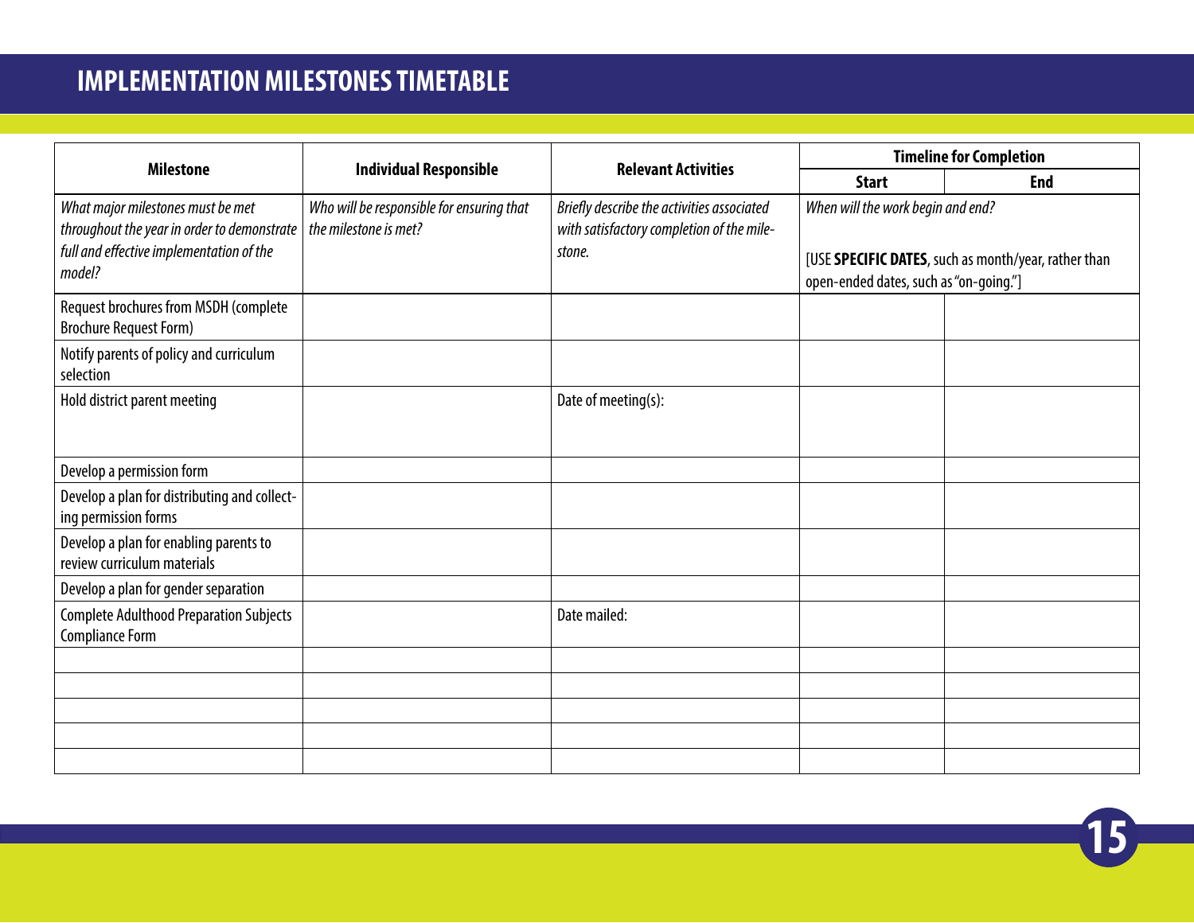# IMPLEMENTATION MILESTONES TIMETABLE

| Milestone | Individual Responsible | Relevant Activities | Timeline for Completion | |
|---|---|---|---|---|
| | | | Start | End |
| *What major milestones must be met throughout the year in order to demonstrate full and effective implementation of the model?* | *Who will be responsible for ensuring that the milestone is met?* | *Briefly describe the activities associated with satisfactory completion of the mile-stone.* | *When will the work begin and end?* [USE **SPECIFIC DATES**, such as month/year, rather than open-ended dates, such as "on-going."] | |
| Request brochures from MSDH (complete Brochure Request Form) | | | | |
| Notify parents of policy and curriculum selection | | | | |
| Hold district parent meeting | | Date of meeting(s): | | |
| Develop a permission form | | | | |
| Develop a plan for distributing and collect-ing permission forms | | | | |
| Develop a plan for enabling parents to review curriculum materials | | | | |
| Develop a plan for gender separation | | | | |
| Complete Adulthood Preparation Subjects Compliance Form | | Date mailed: | | |
| | | | | |
| | | | | |
| | | | | |
| | | | | |
| | | | | |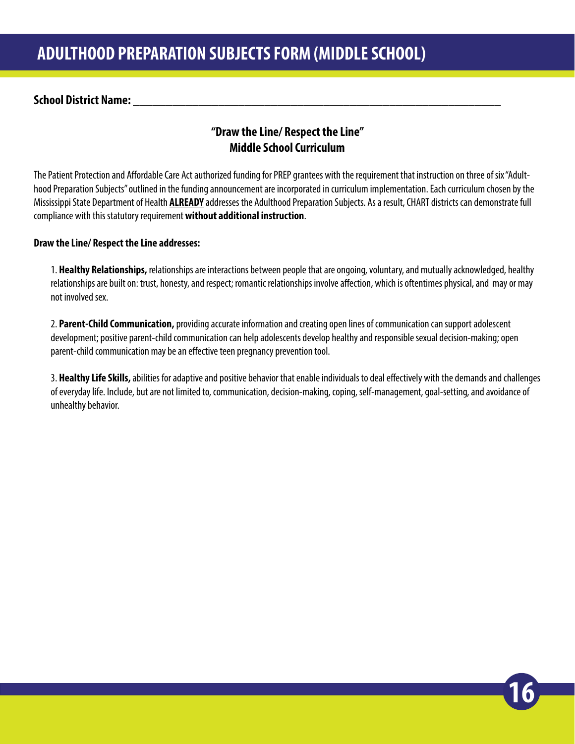# ADULTHOOD PREPARATION SUBJECTS FORM (MIDDLE SCHOOL)

**School District Name:** ____________________________________________________________

## "Draw the Line/ Respect the Line"
## Middle School Curriculum

The Patient Protection and Affordable Care Act authorized funding for PREP grantees with the requirement that instruction on three of six "Adulthood Preparation Subjects" outlined in the funding announcement are incorporated in curriculum implementation. Each curriculum chosen by the Mississippi State Department of Health **ALREADY** addresses the Adulthood Preparation Subjects. As a result, CHART districts can demonstrate full compliance with this statutory requirement **without additional instruction**.

**Draw the Line/ Respect the Line addresses:**

1. **Healthy Relationships,** relationships are interactions between people that are ongoing, voluntary, and mutually acknowledged, healthy relationships are built on: trust, honesty, and respect; romantic relationships involve affection, which is oftentimes physical, and may or may not involved sex.

2. **Parent-Child Communication,** providing accurate information and creating open lines of communication can support adolescent development; positive parent-child communication can help adolescents develop healthy and responsible sexual decision-making; open parent-child communication may be an effective teen pregnancy prevention tool.

3. **Healthy Life Skills,** abilities for adaptive and positive behavior that enable individuals to deal effectively with the demands and challenges of everyday life. Include, but are not limited to, communication, decision-making, coping, self-management, goal-setting, and avoidance of unhealthy behavior.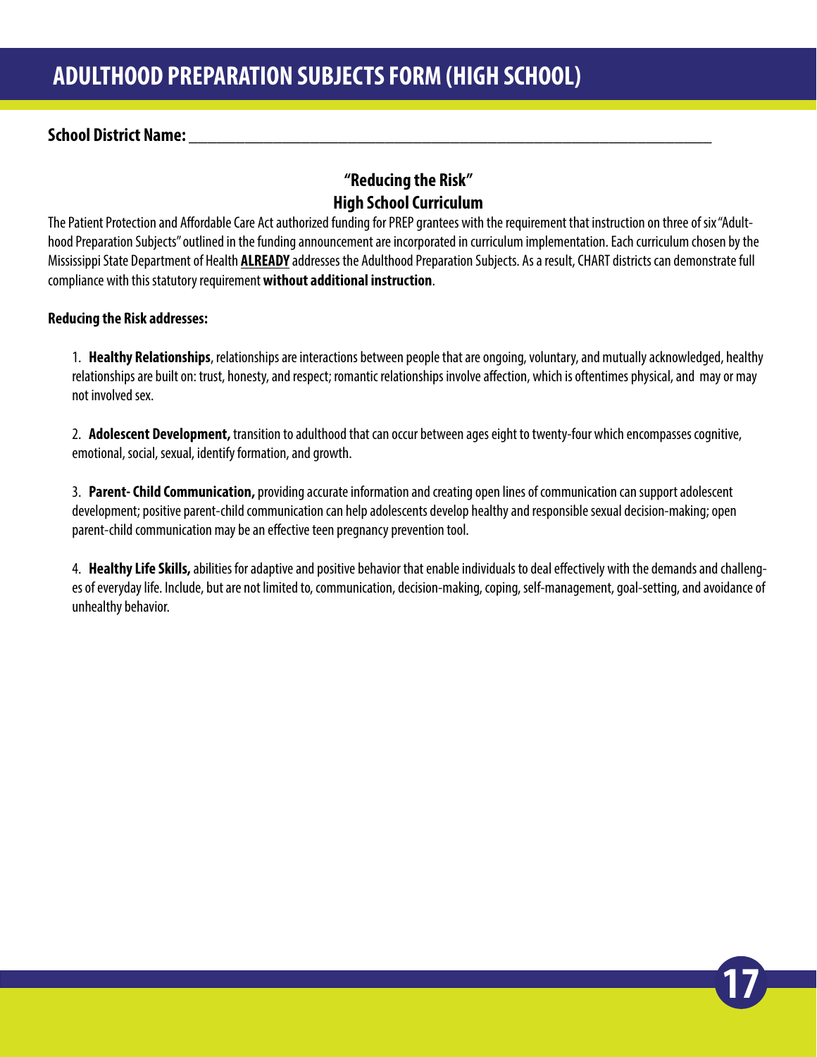# ADULTHOOD PREPARATION SUBJECTS FORM (HIGH SCHOOL)

**School District Name:** ___________________________________________________________________

## "Reducing the Risk"
## High School Curriculum

The Patient Protection and Affordable Care Act authorized funding for PREP grantees with the requirement that instruction on three of six "Adulthood Preparation Subjects" outlined in the funding announcement are incorporated in curriculum implementation. Each curriculum chosen by the Mississippi State Department of Health **ALREADY** addresses the Adulthood Preparation Subjects. As a result, CHART districts can demonstrate full compliance with this statutory requirement **without additional instruction**.

**Reducing the Risk addresses:**

1. **Healthy Relationships**, relationships are interactions between people that are ongoing, voluntary, and mutually acknowledged, healthy relationships are built on: trust, honesty, and respect; romantic relationships involve affection, which is oftentimes physical, and may or may not involved sex.

2. **Adolescent Development,** transition to adulthood that can occur between ages eight to twenty-four which encompasses cognitive, emotional, social, sexual, identify formation, and growth.

3. **Parent- Child Communication,** providing accurate information and creating open lines of communication can support adolescent development; positive parent-child communication can help adolescents develop healthy and responsible sexual decision-making; open parent-child communication may be an effective teen pregnancy prevention tool.

4. **Healthy Life Skills,** abilities for adaptive and positive behavior that enable individuals to deal effectively with the demands and challenges of everyday life. Include, but are not limited to, communication, decision-making, coping, self-management, goal-setting, and avoidance of unhealthy behavior.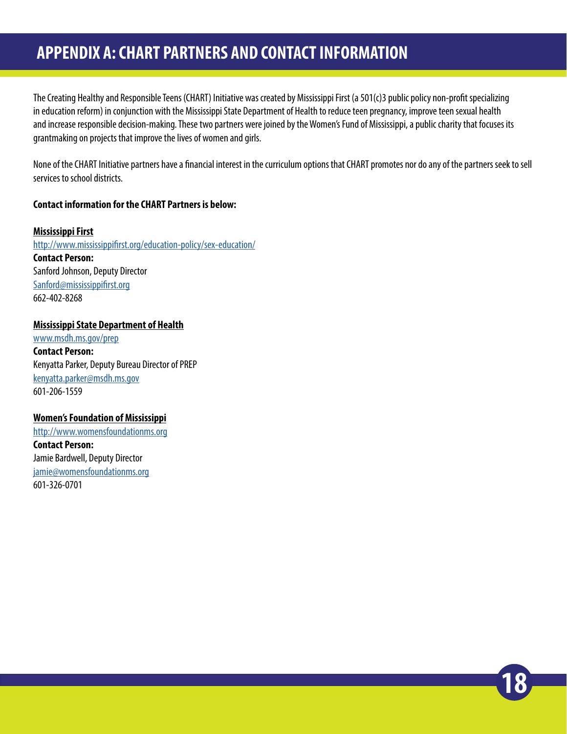# APPENDIX A: CHART PARTNERS AND CONTACT INFORMATION

The Creating Healthy and Responsible Teens (CHART) Initiative was created by Mississippi First (a 501(c)3 public policy non-profit specializing in education reform) in conjunction with the Mississippi State Department of Health to reduce teen pregnancy, improve teen sexual health and increase responsible decision-making. These two partners were joined by the Women's Fund of Mississippi, a public charity that focuses its grantmaking on projects that improve the lives of women and girls.

None of the CHART Initiative partners have a financial interest in the curriculum options that CHART promotes nor do any of the partners seek to sell services to school districts.

**Contact information for the CHART Partners is below:**

**<u>Mississippi First</u>**
http://www.mississippifirst.org/education-policy/sex-education/
**Contact Person:**
Sanford Johnson, Deputy Director
Sanford@mississippifirst.org
662-402-8268

**<u>Mississippi State Department of Health</u>**
www.msdh.ms.gov/prep
**Contact Person:**
Kenyatta Parker, Deputy Bureau Director of PREP
kenyatta.parker@msdh.ms.gov
601-206-1559

**<u>Women's Foundation of Mississippi</u>**
http://www.womensfoundationms.org
**Contact Person:**
Jamie Bardwell, Deputy Director
jamie@womensfoundationms.org
601-326-0701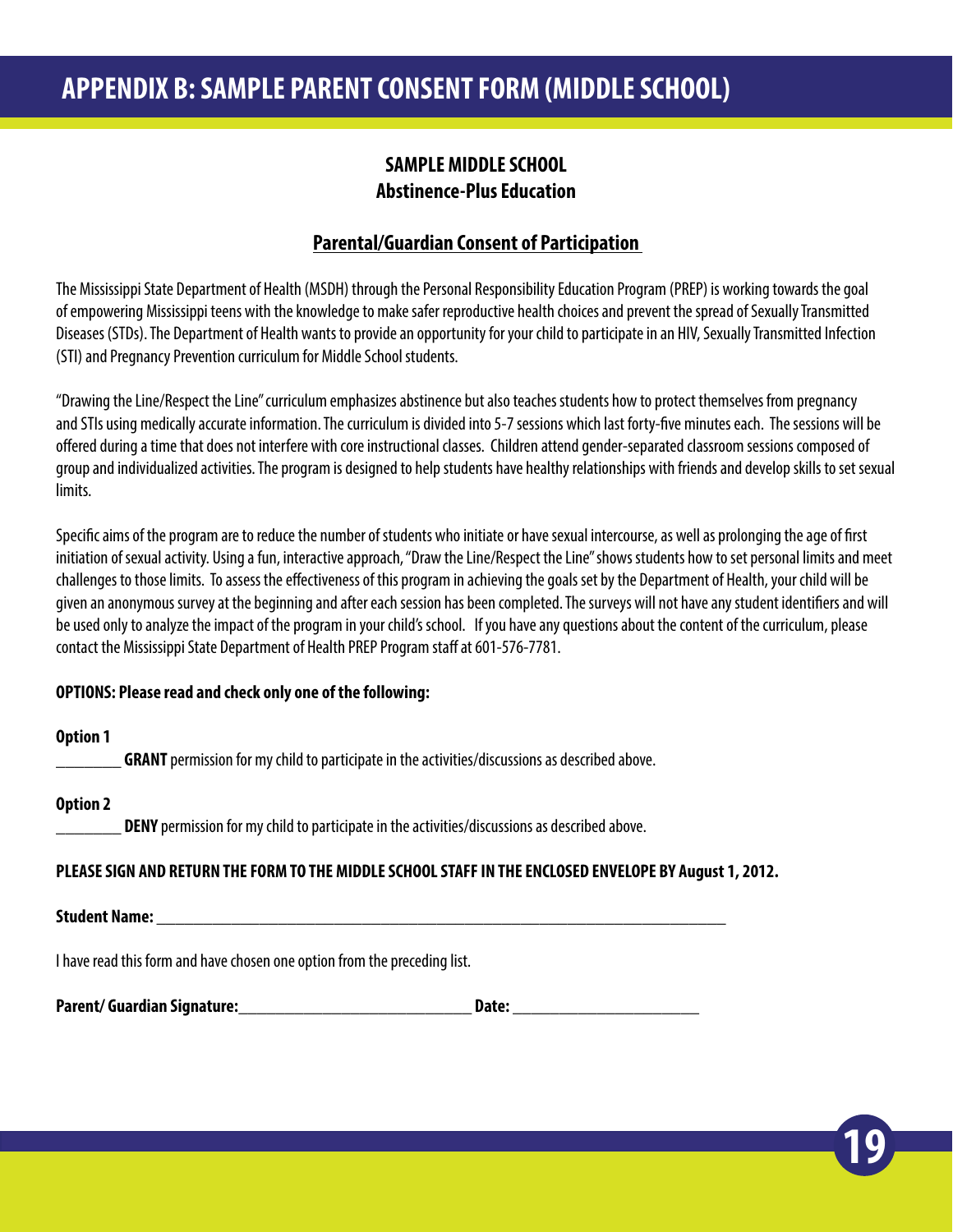# APPENDIX B: SAMPLE PARENT CONSENT FORM (MIDDLE SCHOOL)

**SAMPLE MIDDLE SCHOOL**
**Abstinence-Plus Education**

**Parental/Guardian Consent of Participation**

The Mississippi State Department of Health (MSDH) through the Personal Responsibility Education Program (PREP) is working towards the goal of empowering Mississippi teens with the knowledge to make safer reproductive health choices and prevent the spread of Sexually Transmitted Diseases (STDs). The Department of Health wants to provide an opportunity for your child to participate in an HIV, Sexually Transmitted Infection (STI) and Pregnancy Prevention curriculum for Middle School students.

"Drawing the Line/Respect the Line" curriculum emphasizes abstinence but also teaches students how to protect themselves from pregnancy and STIs using medically accurate information. The curriculum is divided into 5-7 sessions which last forty-five minutes each. The sessions will be offered during a time that does not interfere with core instructional classes. Children attend gender-separated classroom sessions composed of group and individualized activities. The program is designed to help students have healthy relationships with friends and develop skills to set sexual limits.

Specific aims of the program are to reduce the number of students who initiate or have sexual intercourse, as well as prolonging the age of first initiation of sexual activity. Using a fun, interactive approach, "Draw the Line/Respect the Line" shows students how to set personal limits and meet challenges to those limits. To assess the effectiveness of this program in achieving the goals set by the Department of Health, your child will be given an anonymous survey at the beginning and after each session has been completed. The surveys will not have any student identifiers and will be used only to analyze the impact of the program in your child's school. If you have any questions about the content of the curriculum, please contact the Mississippi State Department of Health PREP Program staff at 601-576-7781.

**OPTIONS: Please read and check only one of the following:**

**Option 1**
________ **GRANT** permission for my child to participate in the activities/discussions as described above.

**Option 2**
________ **DENY** permission for my child to participate in the activities/discussions as described above.

**PLEASE SIGN AND RETURN THE FORM TO THE MIDDLE SCHOOL STAFF IN THE ENCLOSED ENVELOPE BY August 1, 2012.**

**Student Name:** ________________________________________________________________________

I have read this form and have chosen one option from the preceding list.

**Parent/ Guardian Signature:**_____________________________ **Date:** _______________________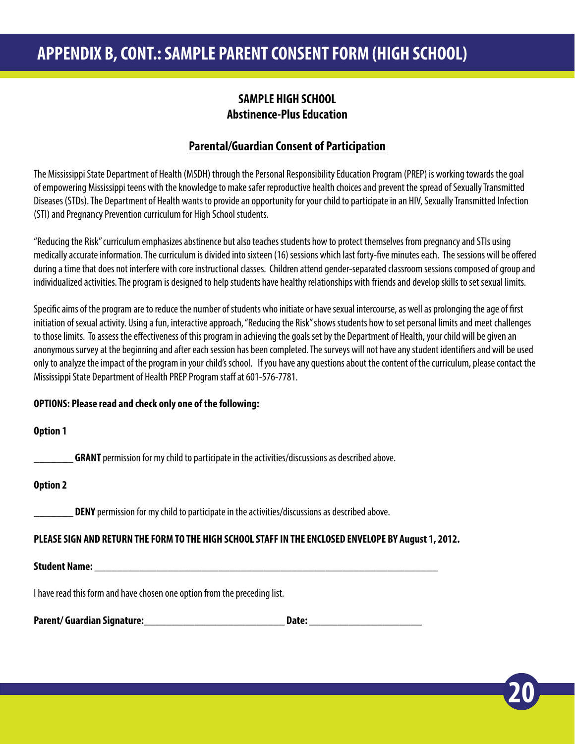# APPENDIX B, CONT.: SAMPLE PARENT CONSENT FORM (HIGH SCHOOL)

**SAMPLE HIGH SCHOOL**
**Abstinence-Plus Education**

**Parental/Guardian Consent of Participation**

The Mississippi State Department of Health (MSDH) through the Personal Responsibility Education Program (PREP) is working towards the goal of empowering Mississippi teens with the knowledge to make safer reproductive health choices and prevent the spread of Sexually Transmitted Diseases (STDs). The Department of Health wants to provide an opportunity for your child to participate in an HIV, Sexually Transmitted Infection (STI) and Pregnancy Prevention curriculum for High School students.

"Reducing the Risk" curriculum emphasizes abstinence but also teaches students how to protect themselves from pregnancy and STIs using medically accurate information. The curriculum is divided into sixteen (16) sessions which last forty-five minutes each. The sessions will be offered during a time that does not interfere with core instructional classes. Children attend gender-separated classroom sessions composed of group and individualized activities. The program is designed to help students have healthy relationships with friends and develop skills to set sexual limits.

Specific aims of the program are to reduce the number of students who initiate or have sexual intercourse, as well as prolonging the age of first initiation of sexual activity. Using a fun, interactive approach, "Reducing the Risk" shows students how to set personal limits and meet challenges to those limits. To assess the effectiveness of this program in achieving the goals set by the Department of Health, your child will be given an anonymous survey at the beginning and after each session has been completed. The surveys will not have any student identifiers and will be used only to analyze the impact of the program in your child's school. If you have any questions about the content of the curriculum, please contact the Mississippi State Department of Health PREP Program staff at 601-576-7781.

**OPTIONS: Please read and check only one of the following:**

**Option 1**

________ **GRANT** permission for my child to participate in the activities/discussions as described above.

**Option 2**

________ **DENY** permission for my child to participate in the activities/discussions as described above.

**PLEASE SIGN AND RETURN THE FORM TO THE HIGH SCHOOL STAFF IN THE ENCLOSED ENVELOPE BY August 1, 2012.**

**Student Name:** ____________________________________________________________

I have read this form and have chosen one option from the preceding list.

**Parent/ Guardian Signature:**______________________________ **Date:** ________________________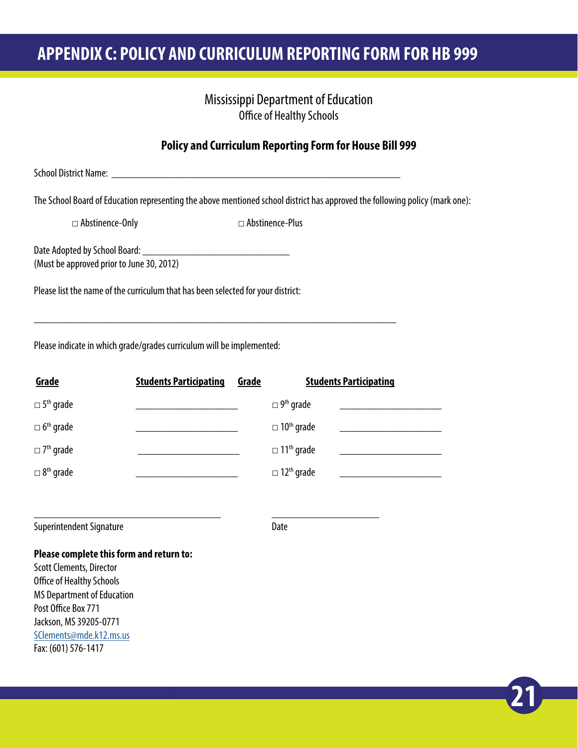# APPENDIX C: POLICY AND CURRICULUM REPORTING FORM FOR HB 999

Mississippi Department of Education
Office of Healthy Schools

**Policy and Curriculum Reporting Form for House Bill 999**

School District Name: ___________________________________________________________

The School Board of Education representing the above mentioned school district has approved the following policy (mark one):

□ Abstinence-Only　　　　□ Abstinence-Plus

Date Adopted by School Board: _______________________________
(Must be approved prior to June 30, 2012)

Please list the name of the curriculum that has been selected for your district:

_____________________________________________________________________________

Please indicate in which grade/grades curriculum will be implemented:

| Grade | Students Participating | Grade | Students Participating |
|---|---|---|---|
| □ 5th grade | _____________________ | □ 9th grade | _____________________ |
| □ 6th grade | _____________________ | □ 10th grade | _____________________ |
| □ 7th grade | _____________________ | □ 11th grade | _____________________ |
| □ 8th grade | _____________________ | □ 12th grade | _____________________ |

_______________________________________　　　　______________________
Superintendent Signature　　　　　　　　　　　　Date

**Please complete this form and return to:**
Scott Clements, Director
Office of Healthy Schools
MS Department of Education
Post Office Box 771
Jackson, MS 39205-0771
SClements@mde.k12.ms.us
Fax: (601) 576-1417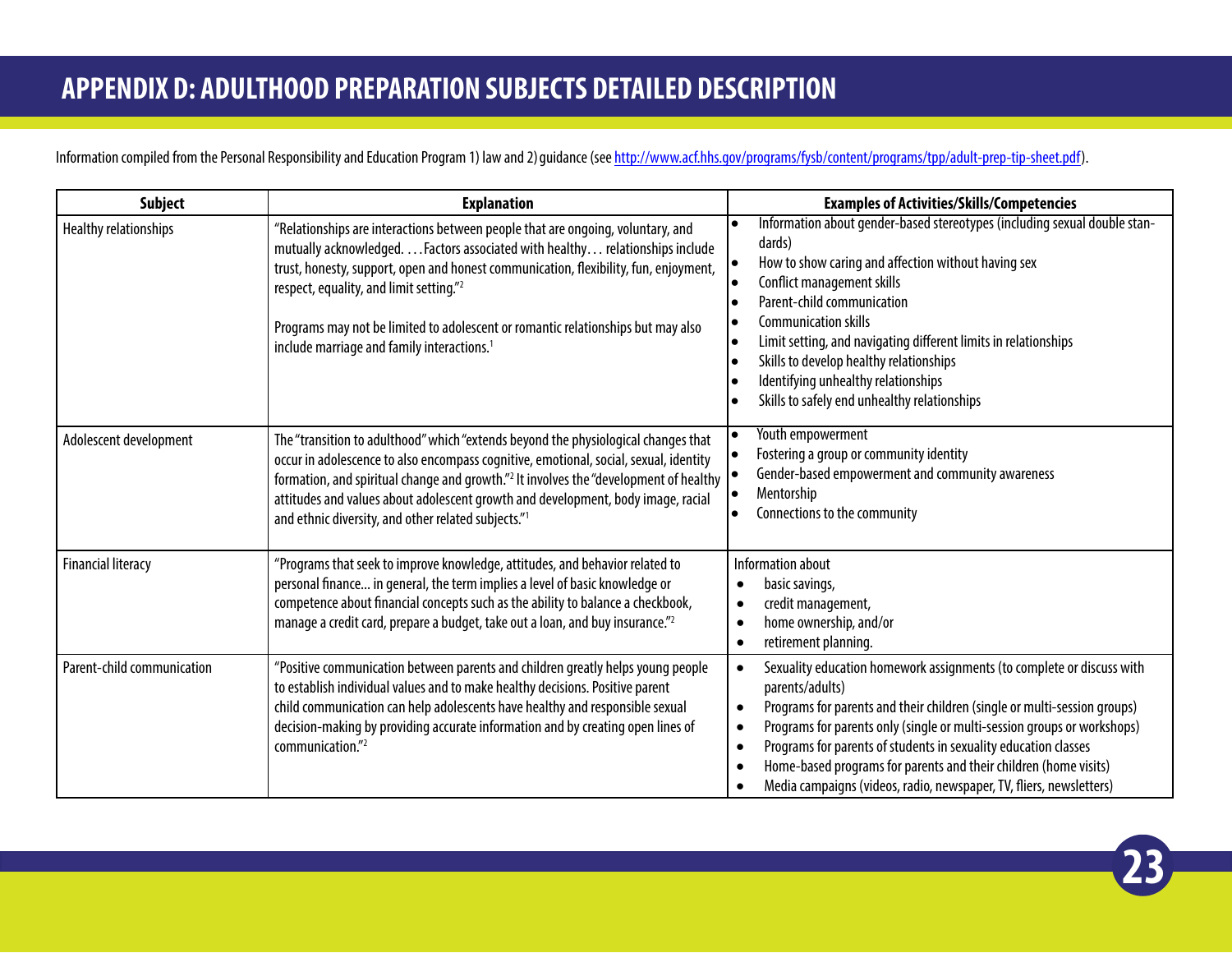# APPENDIX D: ADULTHOOD PREPARATION SUBJECTS DETAILED DESCRIPTION

Information compiled from the Personal Responsibility and Education Program 1) law and 2) guidance (see http://www.acf.hhs.gov/programs/fysb/content/programs/tpp/adult-prep-tip-sheet.pdf).

| Subject | Explanation | Examples of Activities/Skills/Competencies |
|---|---|---|
| Healthy relationships | "Relationships are interactions between people that are ongoing, voluntary, and mutually acknowledged. . . . Factors associated with healthy . . . relationships include trust, honesty, support, open and honest communication, flexibility, fun, enjoyment, respect, equality, and limit setting."[2]<br><br>Programs may not be limited to adolescent or romantic relationships but may also include marriage and family interactions.[1] | • Information about gender-based stereotypes (including sexual double standards)<br>• How to show caring and affection without having sex<br>• Conflict management skills<br>• Parent-child communication<br>• Communication skills<br>• Limit setting, and navigating different limits in relationships<br>• Skills to develop healthy relationships<br>• Identifying unhealthy relationships<br>• Skills to safely end unhealthy relationships |
| Adolescent development | The "transition to adulthood" which "extends beyond the physiological changes that occur in adolescence to also encompass cognitive, emotional, social, sexual, identity formation, and spiritual change and growth."[2] It involves the "development of healthy attitudes and values about adolescent growth and development, body image, racial and ethnic diversity, and other related subjects."[1] | • Youth empowerment<br>• Fostering a group or community identity<br>• Gender-based empowerment and community awareness<br>• Mentorship<br>• Connections to the community |
| Financial literacy | "Programs that seek to improve knowledge, attitudes, and behavior related to personal finance... in general, the term implies a level of basic knowledge or competence about financial concepts such as the ability to balance a checkbook, manage a credit card, prepare a budget, take out a loan, and buy insurance."[2] | Information about<br>• basic savings,<br>• credit management,<br>• home ownership, and/or<br>• retirement planning. |
| Parent-child communication | "Positive communication between parents and children greatly helps young people to establish individual values and to make healthy decisions. Positive parent child communication can help adolescents have healthy and responsible sexual decision-making by providing accurate information and by creating open lines of communication."[2] | • Sexuality education homework assignments (to complete or discuss with parents/adults)<br>• Programs for parents and their children (single or multi-session groups)<br>• Programs for parents only (single or multi-session groups or workshops)<br>• Programs for parents of students in sexuality education classes<br>• Home-based programs for parents and their children (home visits)<br>• Media campaigns (videos, radio, newspaper, TV, fliers, newsletters) |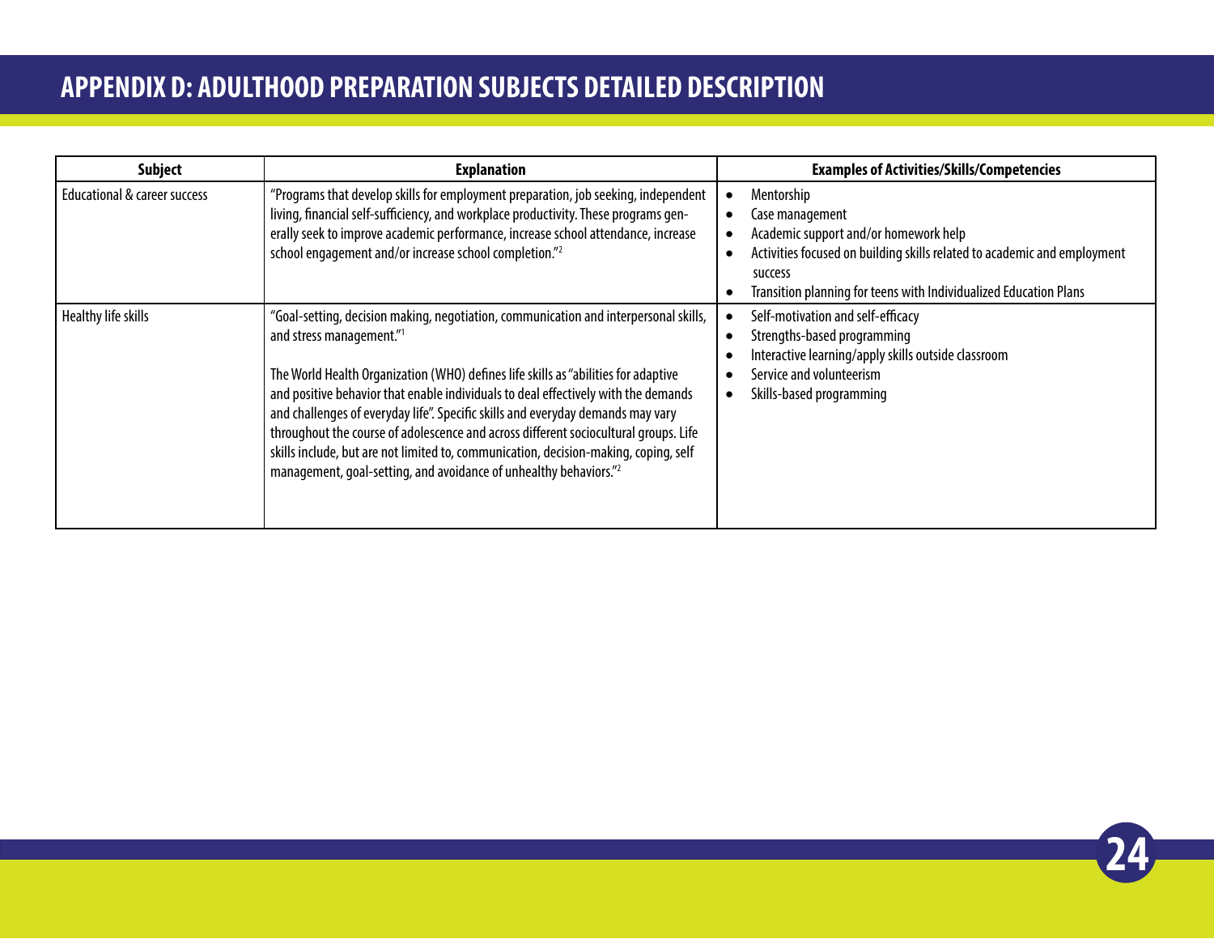# APPENDIX D: ADULTHOOD PREPARATION SUBJECTS DETAILED DESCRIPTION

| Subject | Explanation | Examples of Activities/Skills/Competencies |
| --- | --- | --- |
| Educational & career success | "Programs that develop skills for employment preparation, job seeking, independent living, financial self-sufficiency, and workplace productivity. These programs generally seek to improve academic performance, increase school attendance, increase school engagement and/or increase school completion."[2] | • Mentorship<br>• Case management<br>• Academic support and/or homework help<br>• Activities focused on building skills related to academic and employment success<br>• Transition planning for teens with Individualized Education Plans |
| Healthy life skills | "Goal-setting, decision making, negotiation, communication and interpersonal skills, and stress management."[1]<br><br>The World Health Organization (WHO) defines life skills as "abilities for adaptive and positive behavior that enable individuals to deal effectively with the demands and challenges of everyday life". Specific skills and everyday demands may vary throughout the course of adolescence and across different sociocultural groups. Life skills include, but are not limited to, communication, decision-making, coping, self management, goal-setting, and avoidance of unhealthy behaviors."[2] | • Self-motivation and self-efficacy<br>• Strengths-based programming<br>• Interactive learning/apply skills outside classroom<br>• Service and volunteerism<br>• Skills-based programming |